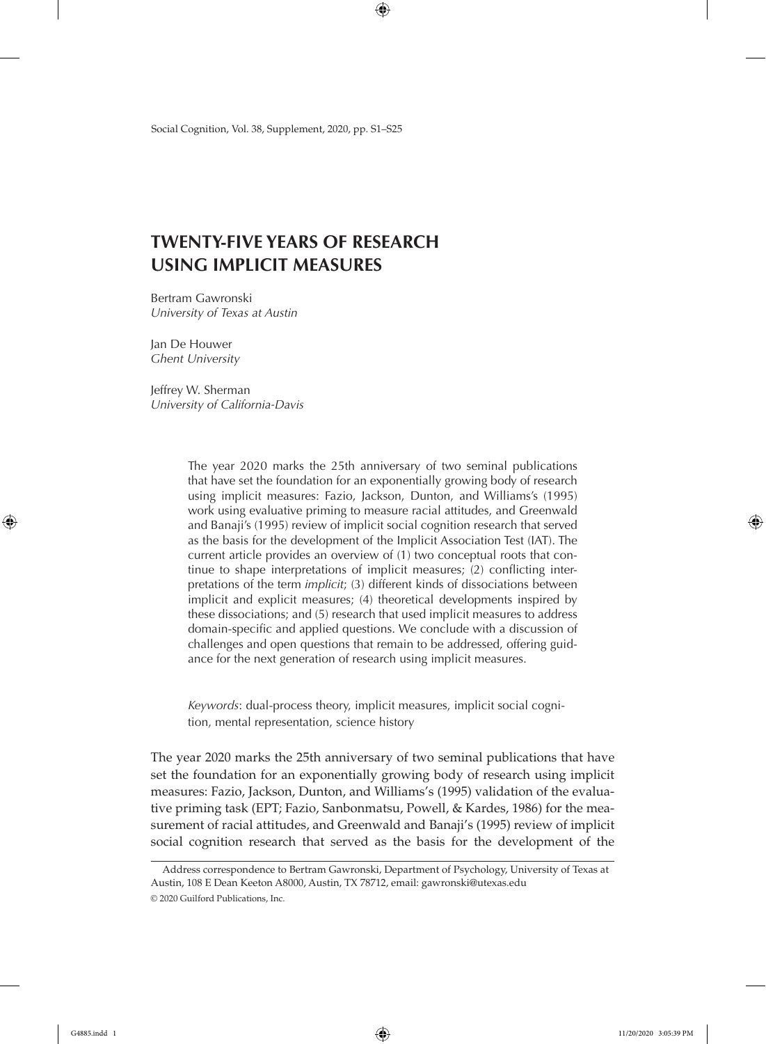# TWENTY-FIVE YEARS OF RESEARCH USING IMPLICIT MEASURES

Bertram Gawronski
*University of Texas at Austin*

Jan De Houwer
*Ghent University*

Jeffrey W. Sherman
*University of California-Davis*

The year 2020 marks the 25th anniversary of two seminal publications that have set the foundation for an exponentially growing body of research using implicit measures: Fazio, Jackson, Dunton, and Williams's (1995) work using evaluative priming to measure racial attitudes, and Greenwald and Banaji's (1995) review of implicit social cognition research that served as the basis for the development of the Implicit Association Test (IAT). The current article provides an overview of (1) two conceptual roots that continue to shape interpretations of implicit measures; (2) conflicting interpretations of the term *implicit*; (3) different kinds of dissociations between implicit and explicit measures; (4) theoretical developments inspired by these dissociations; and (5) research that used implicit measures to address domain-specific and applied questions. We conclude with a discussion of challenges and open questions that remain to be addressed, offering guidance for the next generation of research using implicit measures.

*Keywords*: dual-process theory, implicit measures, implicit social cognition, mental representation, science history

The year 2020 marks the 25th anniversary of two seminal publications that have set the foundation for an exponentially growing body of research using implicit measures: Fazio, Jackson, Dunton, and Williams's (1995) validation of the evaluative priming task (EPT; Fazio, Sanbonmatsu, Powell, & Kardes, 1986) for the measurement of racial attitudes, and Greenwald and Banaji's (1995) review of implicit social cognition research that served as the basis for the development of the

Address correspondence to Bertram Gawronski, Department of Psychology, University of Texas at Austin, 108 E Dean Keeton A8000, Austin, TX 78712, email: gawronski@utexas.edu

© 2020 Guilford Publications, Inc.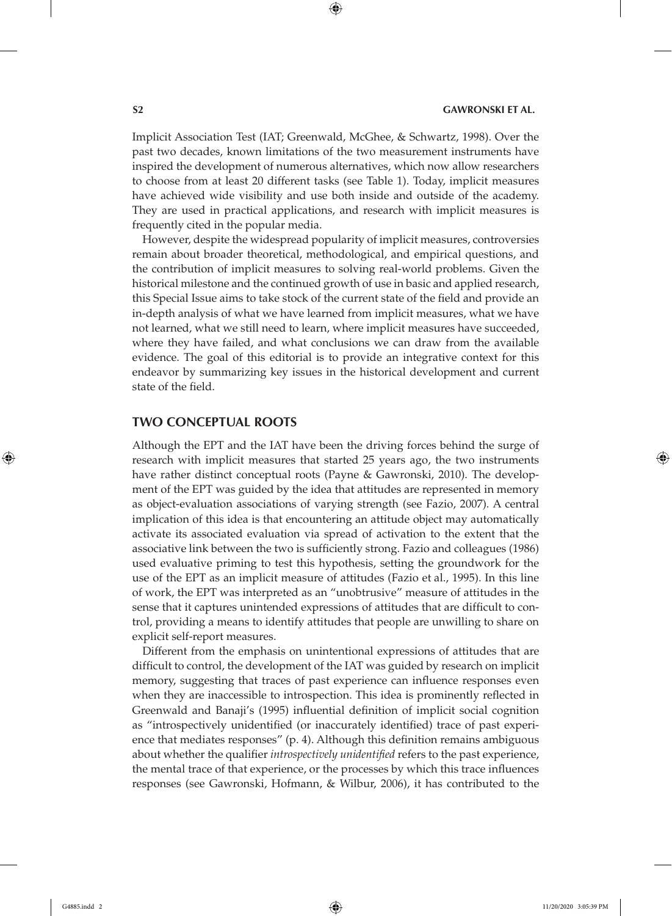Implicit Association Test (IAT; Greenwald, McGhee, & Schwartz, 1998). Over the past two decades, known limitations of the two measurement instruments have inspired the development of numerous alternatives, which now allow researchers to choose from at least 20 different tasks (see Table 1). Today, implicit measures have achieved wide visibility and use both inside and outside of the academy. They are used in practical applications, and research with implicit measures is frequently cited in the popular media.

However, despite the widespread popularity of implicit measures, controversies remain about broader theoretical, methodological, and empirical questions, and the contribution of implicit measures to solving real-world problems. Given the historical milestone and the continued growth of use in basic and applied research, this Special Issue aims to take stock of the current state of the field and provide an in-depth analysis of what we have learned from implicit measures, what we have not learned, what we still need to learn, where implicit measures have succeeded, where they have failed, and what conclusions we can draw from the available evidence. The goal of this editorial is to provide an integrative context for this endeavor by summarizing key issues in the historical development and current state of the field.

## TWO CONCEPTUAL ROOTS

Although the EPT and the IAT have been the driving forces behind the surge of research with implicit measures that started 25 years ago, the two instruments have rather distinct conceptual roots (Payne & Gawronski, 2010). The development of the EPT was guided by the idea that attitudes are represented in memory as object-evaluation associations of varying strength (see Fazio, 2007). A central implication of this idea is that encountering an attitude object may automatically activate its associated evaluation via spread of activation to the extent that the associative link between the two is sufficiently strong. Fazio and colleagues (1986) used evaluative priming to test this hypothesis, setting the groundwork for the use of the EPT as an implicit measure of attitudes (Fazio et al., 1995). In this line of work, the EPT was interpreted as an "unobtrusive" measure of attitudes in the sense that it captures unintended expressions of attitudes that are difficult to control, providing a means to identify attitudes that people are unwilling to share on explicit self-report measures.

Different from the emphasis on unintentional expressions of attitudes that are difficult to control, the development of the IAT was guided by research on implicit memory, suggesting that traces of past experience can influence responses even when they are inaccessible to introspection. This idea is prominently reflected in Greenwald and Banaji's (1995) influential definition of implicit social cognition as "introspectively unidentified (or inaccurately identified) trace of past experience that mediates responses" (p. 4). Although this definition remains ambiguous about whether the qualifier *introspectively unidentified* refers to the past experience, the mental trace of that experience, or the processes by which this trace influences responses (see Gawronski, Hofmann, & Wilbur, 2006), it has contributed to the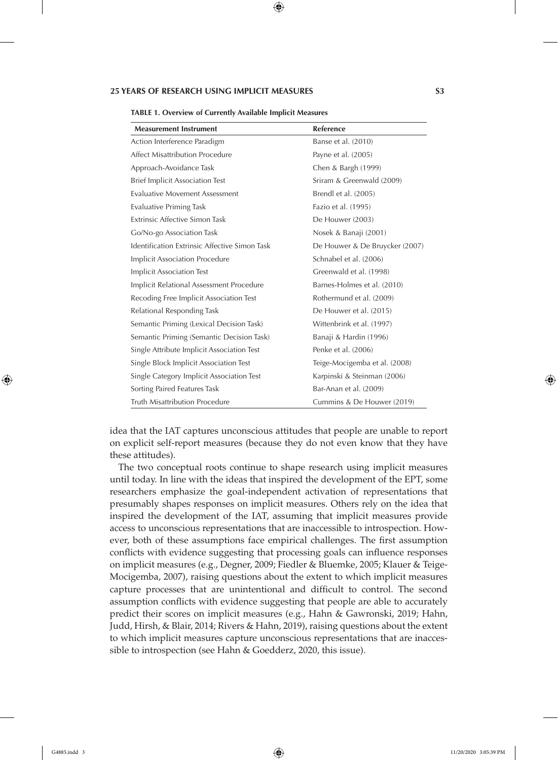**TABLE 1. Overview of Currently Available Implicit Measures**

| Measurement Instrument | Reference |
|---|---|
| Action Interference Paradigm | Banse et al. (2010) |
| Affect Misattribution Procedure | Payne et al. (2005) |
| Approach-Avoidance Task | Chen & Bargh (1999) |
| Brief Implicit Association Test | Sriram & Greenwald (2009) |
| Evaluative Movement Assessment | Brendl et al. (2005) |
| Evaluative Priming Task | Fazio et al. (1995) |
| Extrinsic Affective Simon Task | De Houwer (2003) |
| Go/No-go Association Task | Nosek & Banaji (2001) |
| Identification Extrinsic Affective Simon Task | De Houwer & De Bruycker (2007) |
| Implicit Association Procedure | Schnabel et al. (2006) |
| Implicit Association Test | Greenwald et al. (1998) |
| Implicit Relational Assessment Procedure | Barnes-Holmes et al. (2010) |
| Recoding Free Implicit Association Test | Rothermund et al. (2009) |
| Relational Responding Task | De Houwer et al. (2015) |
| Semantic Priming (Lexical Decision Task) | Wittenbrink et al. (1997) |
| Semantic Priming (Semantic Decision Task) | Banaji & Hardin (1996) |
| Single Attribute Implicit Association Test | Penke et al. (2006) |
| Single Block Implicit Association Test | Teige-Mocigemba et al. (2008) |
| Single Category Implicit Association Test | Karpinski & Steinman (2006) |
| Sorting Paired Features Task | Bar-Anan et al. (2009) |
| Truth Misattribution Procedure | Cummins & De Houwer (2019) |

idea that the IAT captures unconscious attitudes that people are unable to report on explicit self-report measures (because they do not even know that they have these attitudes).

The two conceptual roots continue to shape research using implicit measures until today. In line with the ideas that inspired the development of the EPT, some researchers emphasize the goal-independent activation of representations that presumably shapes responses on implicit measures. Others rely on the idea that inspired the development of the IAT, assuming that implicit measures provide access to unconscious representations that are inaccessible to introspection. However, both of these assumptions face empirical challenges. The first assumption conflicts with evidence suggesting that processing goals can influence responses on implicit measures (e.g., Degner, 2009; Fiedler & Bluemke, 2005; Klauer & Teige-Mocigemba, 2007), raising questions about the extent to which implicit measures capture processes that are unintentional and difficult to control. The second assumption conflicts with evidence suggesting that people are able to accurately predict their scores on implicit measures (e.g., Hahn & Gawronski, 2019; Hahn, Judd, Hirsh, & Blair, 2014; Rivers & Hahn, 2019), raising questions about the extent to which implicit measures capture unconscious representations that are inaccessible to introspection (see Hahn & Goedderz, 2020, this issue).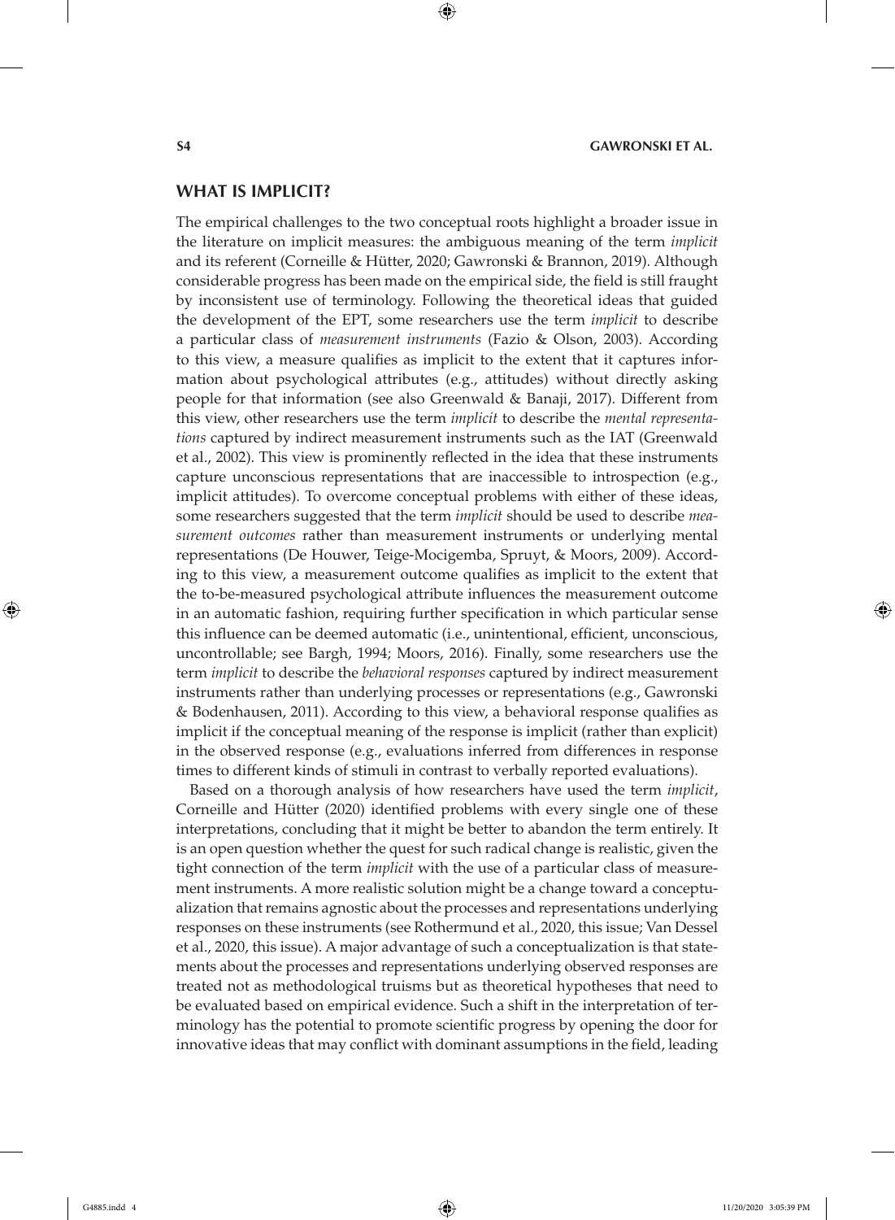## WHAT IS IMPLICIT?

The empirical challenges to the two conceptual roots highlight a broader issue in the literature on implicit measures: the ambiguous meaning of the term *implicit* and its referent (Corneille & Hütter, 2020; Gawronski & Brannon, 2019). Although considerable progress has been made on the empirical side, the field is still fraught by inconsistent use of terminology. Following the theoretical ideas that guided the development of the EPT, some researchers use the term *implicit* to describe a particular class of *measurement instruments* (Fazio & Olson, 2003). According to this view, a measure qualifies as implicit to the extent that it captures information about psychological attributes (e.g., attitudes) without directly asking people for that information (see also Greenwald & Banaji, 2017). Different from this view, other researchers use the term *implicit* to describe the *mental representations* captured by indirect measurement instruments such as the IAT (Greenwald et al., 2002). This view is prominently reflected in the idea that these instruments capture unconscious representations that are inaccessible to introspection (e.g., implicit attitudes). To overcome conceptual problems with either of these ideas, some researchers suggested that the term *implicit* should be used to describe *measurement outcomes* rather than measurement instruments or underlying mental representations (De Houwer, Teige-Mocigemba, Spruyt, & Moors, 2009). According to this view, a measurement outcome qualifies as implicit to the extent that the to-be-measured psychological attribute influences the measurement outcome in an automatic fashion, requiring further specification in which particular sense this influence can be deemed automatic (i.e., unintentional, efficient, unconscious, uncontrollable; see Bargh, 1994; Moors, 2016). Finally, some researchers use the term *implicit* to describe the *behavioral responses* captured by indirect measurement instruments rather than underlying processes or representations (e.g., Gawronski & Bodenhausen, 2011). According to this view, a behavioral response qualifies as implicit if the conceptual meaning of the response is implicit (rather than explicit) in the observed response (e.g., evaluations inferred from differences in response times to different kinds of stimuli in contrast to verbally reported evaluations).

Based on a thorough analysis of how researchers have used the term *implicit*, Corneille and Hütter (2020) identified problems with every single one of these interpretations, concluding that it might be better to abandon the term entirely. It is an open question whether the quest for such radical change is realistic, given the tight connection of the term *implicit* with the use of a particular class of measurement instruments. A more realistic solution might be a change toward a conceptualization that remains agnostic about the processes and representations underlying responses on these instruments (see Rothermund et al., 2020, this issue; Van Dessel et al., 2020, this issue). A major advantage of such a conceptualization is that statements about the processes and representations underlying observed responses are treated not as methodological truisms but as theoretical hypotheses that need to be evaluated based on empirical evidence. Such a shift in the interpretation of terminology has the potential to promote scientific progress by opening the door for innovative ideas that may conflict with dominant assumptions in the field, leading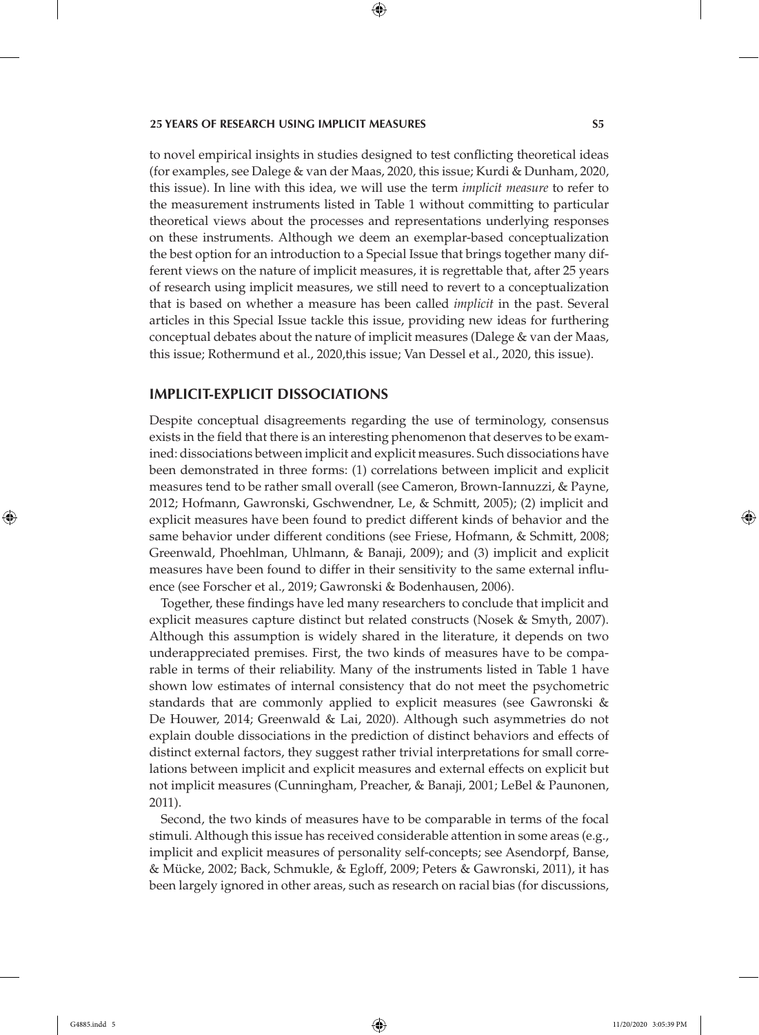to novel empirical insights in studies designed to test conflicting theoretical ideas (for examples, see Dalege & van der Maas, 2020, this issue; Kurdi & Dunham, 2020, this issue). In line with this idea, we will use the term *implicit measure* to refer to the measurement instruments listed in Table 1 without committing to particular theoretical views about the processes and representations underlying responses on these instruments. Although we deem an exemplar-based conceptualization the best option for an introduction to a Special Issue that brings together many different views on the nature of implicit measures, it is regrettable that, after 25 years of research using implicit measures, we still need to revert to a conceptualization that is based on whether a measure has been called *implicit* in the past. Several articles in this Special Issue tackle this issue, providing new ideas for furthering conceptual debates about the nature of implicit measures (Dalege & van der Maas, this issue; Rothermund et al., 2020,this issue; Van Dessel et al., 2020, this issue).

## IMPLICIT-EXPLICIT DISSOCIATIONS

Despite conceptual disagreements regarding the use of terminology, consensus exists in the field that there is an interesting phenomenon that deserves to be examined: dissociations between implicit and explicit measures. Such dissociations have been demonstrated in three forms: (1) correlations between implicit and explicit measures tend to be rather small overall (see Cameron, Brown-Iannuzzi, & Payne, 2012; Hofmann, Gawronski, Gschwendner, Le, & Schmitt, 2005); (2) implicit and explicit measures have been found to predict different kinds of behavior and the same behavior under different conditions (see Friese, Hofmann, & Schmitt, 2008; Greenwald, Phoehlman, Uhlmann, & Banaji, 2009); and (3) implicit and explicit measures have been found to differ in their sensitivity to the same external influence (see Forscher et al., 2019; Gawronski & Bodenhausen, 2006).

Together, these findings have led many researchers to conclude that implicit and explicit measures capture distinct but related constructs (Nosek & Smyth, 2007). Although this assumption is widely shared in the literature, it depends on two underappreciated premises. First, the two kinds of measures have to be comparable in terms of their reliability. Many of the instruments listed in Table 1 have shown low estimates of internal consistency that do not meet the psychometric standards that are commonly applied to explicit measures (see Gawronski & De Houwer, 2014; Greenwald & Lai, 2020). Although such asymmetries do not explain double dissociations in the prediction of distinct behaviors and effects of distinct external factors, they suggest rather trivial interpretations for small correlations between implicit and explicit measures and external effects on explicit but not implicit measures (Cunningham, Preacher, & Banaji, 2001; LeBel & Paunonen, 2011).

Second, the two kinds of measures have to be comparable in terms of the focal stimuli. Although this issue has received considerable attention in some areas (e.g., implicit and explicit measures of personality self-concepts; see Asendorpf, Banse, & Mücke, 2002; Back, Schmukle, & Egloff, 2009; Peters & Gawronski, 2011), it has been largely ignored in other areas, such as research on racial bias (for discussions,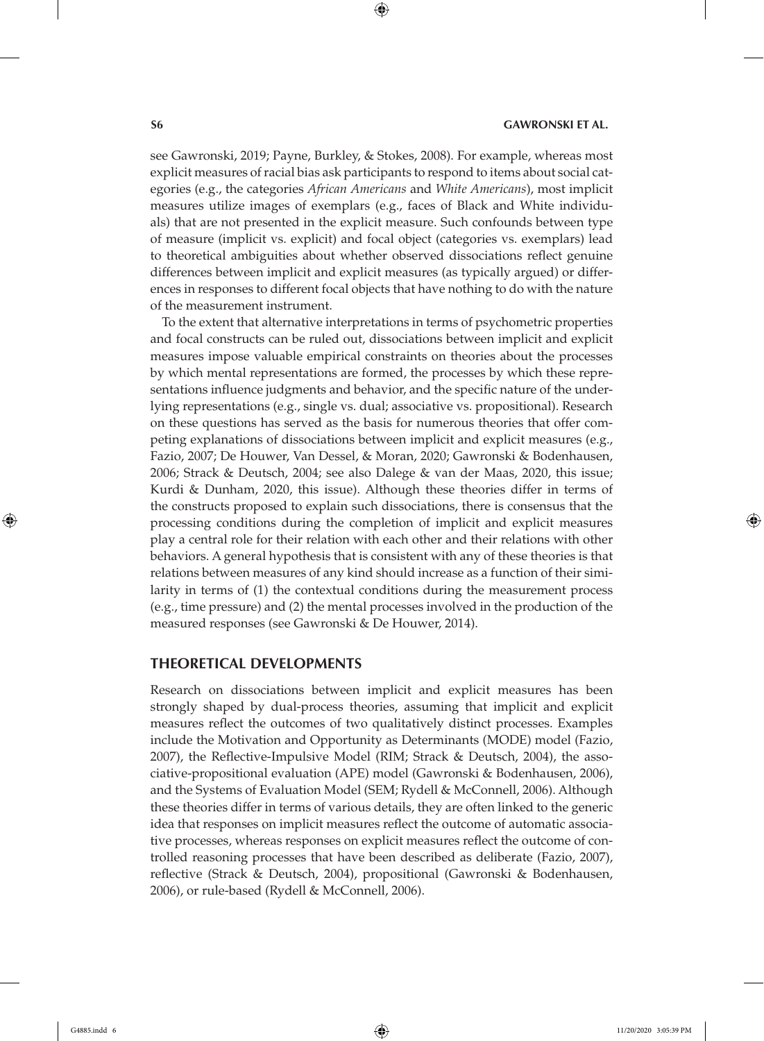see Gawronski, 2019; Payne, Burkley, & Stokes, 2008). For example, whereas most explicit measures of racial bias ask participants to respond to items about social categories (e.g., the categories *African Americans* and *White Americans*), most implicit measures utilize images of exemplars (e.g., faces of Black and White individuals) that are not presented in the explicit measure. Such confounds between type of measure (implicit vs. explicit) and focal object (categories vs. exemplars) lead to theoretical ambiguities about whether observed dissociations reflect genuine differences between implicit and explicit measures (as typically argued) or differences in responses to different focal objects that have nothing to do with the nature of the measurement instrument.

To the extent that alternative interpretations in terms of psychometric properties and focal constructs can be ruled out, dissociations between implicit and explicit measures impose valuable empirical constraints on theories about the processes by which mental representations are formed, the processes by which these representations influence judgments and behavior, and the specific nature of the underlying representations (e.g., single vs. dual; associative vs. propositional). Research on these questions has served as the basis for numerous theories that offer competing explanations of dissociations between implicit and explicit measures (e.g., Fazio, 2007; De Houwer, Van Dessel, & Moran, 2020; Gawronski & Bodenhausen, 2006; Strack & Deutsch, 2004; see also Dalege & van der Maas, 2020, this issue; Kurdi & Dunham, 2020, this issue). Although these theories differ in terms of the constructs proposed to explain such dissociations, there is consensus that the processing conditions during the completion of implicit and explicit measures play a central role for their relation with each other and their relations with other behaviors. A general hypothesis that is consistent with any of these theories is that relations between measures of any kind should increase as a function of their similarity in terms of (1) the contextual conditions during the measurement process (e.g., time pressure) and (2) the mental processes involved in the production of the measured responses (see Gawronski & De Houwer, 2014).

## THEORETICAL DEVELOPMENTS

Research on dissociations between implicit and explicit measures has been strongly shaped by dual-process theories, assuming that implicit and explicit measures reflect the outcomes of two qualitatively distinct processes. Examples include the Motivation and Opportunity as Determinants (MODE) model (Fazio, 2007), the Reflective-Impulsive Model (RIM; Strack & Deutsch, 2004), the associative-propositional evaluation (APE) model (Gawronski & Bodenhausen, 2006), and the Systems of Evaluation Model (SEM; Rydell & McConnell, 2006). Although these theories differ in terms of various details, they are often linked to the generic idea that responses on implicit measures reflect the outcome of automatic associative processes, whereas responses on explicit measures reflect the outcome of controlled reasoning processes that have been described as deliberate (Fazio, 2007), reflective (Strack & Deutsch, 2004), propositional (Gawronski & Bodenhausen, 2006), or rule-based (Rydell & McConnell, 2006).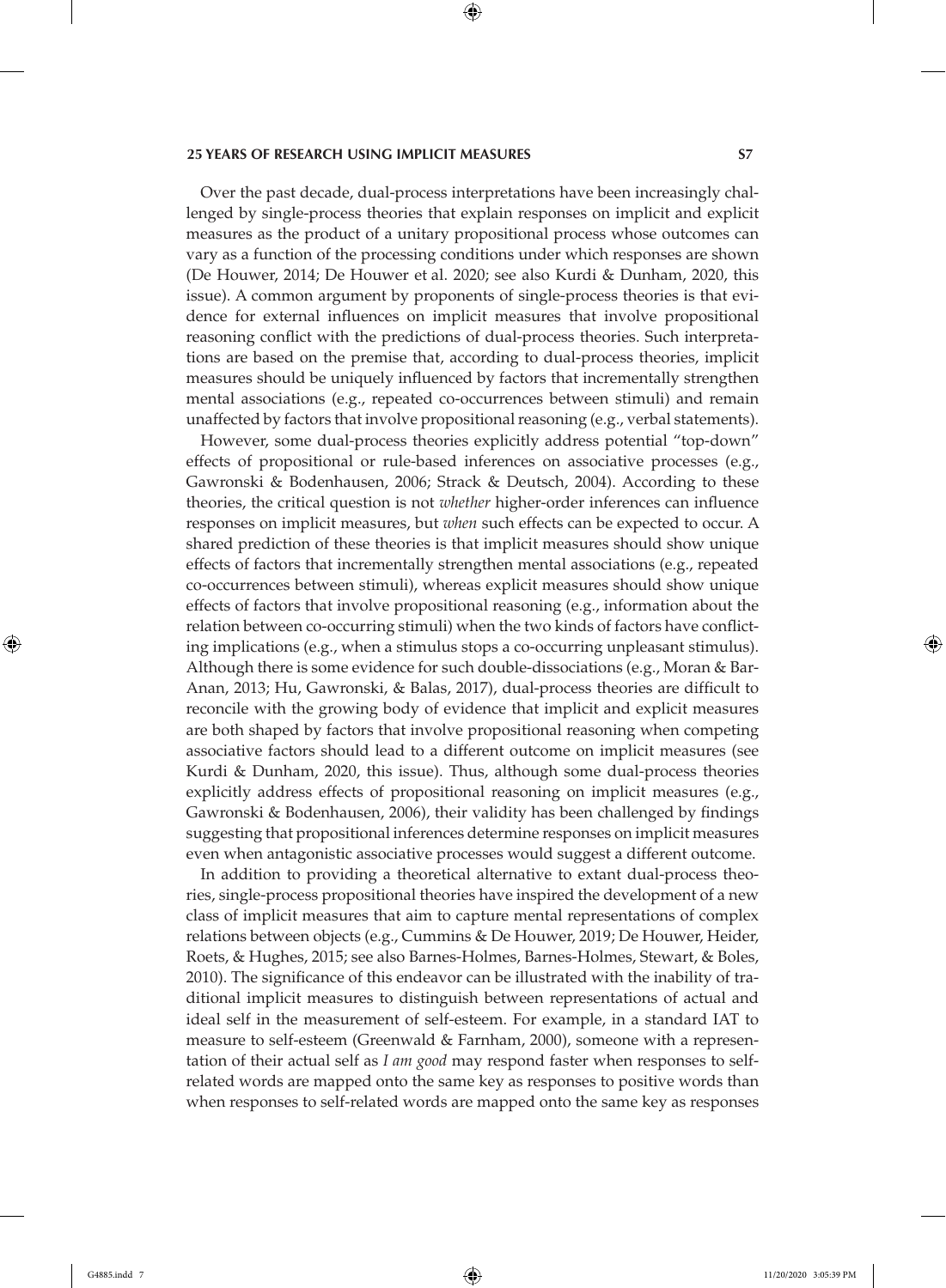Over the past decade, dual-process interpretations have been increasingly challenged by single-process theories that explain responses on implicit and explicit measures as the product of a unitary propositional process whose outcomes can vary as a function of the processing conditions under which responses are shown (De Houwer, 2014; De Houwer et al. 2020; see also Kurdi & Dunham, 2020, this issue). A common argument by proponents of single-process theories is that evidence for external influences on implicit measures that involve propositional reasoning conflict with the predictions of dual-process theories. Such interpretations are based on the premise that, according to dual-process theories, implicit measures should be uniquely influenced by factors that incrementally strengthen mental associations (e.g., repeated co-occurrences between stimuli) and remain unaffected by factors that involve propositional reasoning (e.g., verbal statements).

However, some dual-process theories explicitly address potential "top-down" effects of propositional or rule-based inferences on associative processes (e.g., Gawronski & Bodenhausen, 2006; Strack & Deutsch, 2004). According to these theories, the critical question is not *whether* higher-order inferences can influence responses on implicit measures, but *when* such effects can be expected to occur. A shared prediction of these theories is that implicit measures should show unique effects of factors that incrementally strengthen mental associations (e.g., repeated co-occurrences between stimuli), whereas explicit measures should show unique effects of factors that involve propositional reasoning (e.g., information about the relation between co-occurring stimuli) when the two kinds of factors have conflicting implications (e.g., when a stimulus stops a co-occurring unpleasant stimulus). Although there is some evidence for such double-dissociations (e.g., Moran & Bar-Anan, 2013; Hu, Gawronski, & Balas, 2017), dual-process theories are difficult to reconcile with the growing body of evidence that implicit and explicit measures are both shaped by factors that involve propositional reasoning when competing associative factors should lead to a different outcome on implicit measures (see Kurdi & Dunham, 2020, this issue). Thus, although some dual-process theories explicitly address effects of propositional reasoning on implicit measures (e.g., Gawronski & Bodenhausen, 2006), their validity has been challenged by findings suggesting that propositional inferences determine responses on implicit measures even when antagonistic associative processes would suggest a different outcome.

In addition to providing a theoretical alternative to extant dual-process theories, single-process propositional theories have inspired the development of a new class of implicit measures that aim to capture mental representations of complex relations between objects (e.g., Cummins & De Houwer, 2019; De Houwer, Heider, Roets, & Hughes, 2015; see also Barnes-Holmes, Barnes-Holmes, Stewart, & Boles, 2010). The significance of this endeavor can be illustrated with the inability of traditional implicit measures to distinguish between representations of actual and ideal self in the measurement of self-esteem. For example, in a standard IAT to measure to self-esteem (Greenwald & Farnham, 2000), someone with a representation of their actual self as *I am good* may respond faster when responses to self-related words are mapped onto the same key as responses to positive words than when responses to self-related words are mapped onto the same key as responses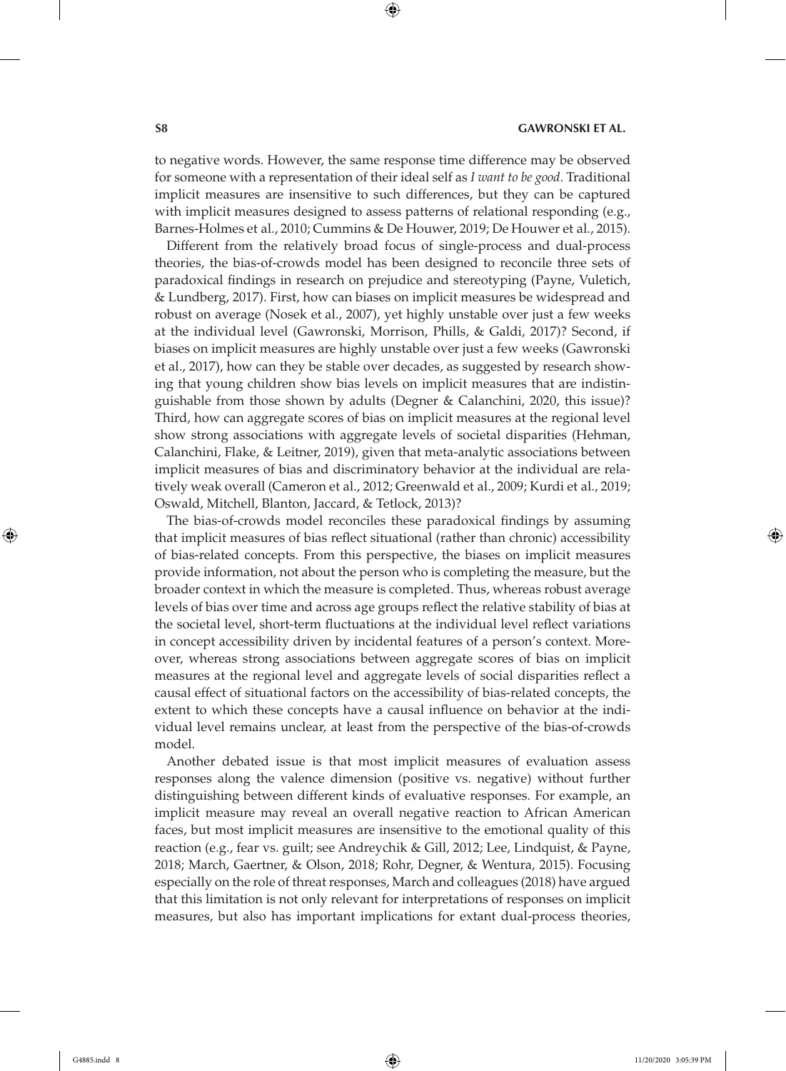to negative words. However, the same response time difference may be observed for someone with a representation of their ideal self as *I want to be good*. Traditional implicit measures are insensitive to such differences, but they can be captured with implicit measures designed to assess patterns of relational responding (e.g., Barnes-Holmes et al., 2010; Cummins & De Houwer, 2019; De Houwer et al., 2015).

Different from the relatively broad focus of single-process and dual-process theories, the bias-of-crowds model has been designed to reconcile three sets of paradoxical findings in research on prejudice and stereotyping (Payne, Vuletich, & Lundberg, 2017). First, how can biases on implicit measures be widespread and robust on average (Nosek et al., 2007), yet highly unstable over just a few weeks at the individual level (Gawronski, Morrison, Phills, & Galdi, 2017)? Second, if biases on implicit measures are highly unstable over just a few weeks (Gawronski et al., 2017), how can they be stable over decades, as suggested by research showing that young children show bias levels on implicit measures that are indistinguishable from those shown by adults (Degner & Calanchini, 2020, this issue)? Third, how can aggregate scores of bias on implicit measures at the regional level show strong associations with aggregate levels of societal disparities (Hehman, Calanchini, Flake, & Leitner, 2019), given that meta-analytic associations between implicit measures of bias and discriminatory behavior at the individual are relatively weak overall (Cameron et al., 2012; Greenwald et al., 2009; Kurdi et al., 2019; Oswald, Mitchell, Blanton, Jaccard, & Tetlock, 2013)?

The bias-of-crowds model reconciles these paradoxical findings by assuming that implicit measures of bias reflect situational (rather than chronic) accessibility of bias-related concepts. From this perspective, the biases on implicit measures provide information, not about the person who is completing the measure, but the broader context in which the measure is completed. Thus, whereas robust average levels of bias over time and across age groups reflect the relative stability of bias at the societal level, short-term fluctuations at the individual level reflect variations in concept accessibility driven by incidental features of a person's context. Moreover, whereas strong associations between aggregate scores of bias on implicit measures at the regional level and aggregate levels of social disparities reflect a causal effect of situational factors on the accessibility of bias-related concepts, the extent to which these concepts have a causal influence on behavior at the individual level remains unclear, at least from the perspective of the bias-of-crowds model.

Another debated issue is that most implicit measures of evaluation assess responses along the valence dimension (positive vs. negative) without further distinguishing between different kinds of evaluative responses. For example, an implicit measure may reveal an overall negative reaction to African American faces, but most implicit measures are insensitive to the emotional quality of this reaction (e.g., fear vs. guilt; see Andreychik & Gill, 2012; Lee, Lindquist, & Payne, 2018; March, Gaertner, & Olson, 2018; Rohr, Degner, & Wentura, 2015). Focusing especially on the role of threat responses, March and colleagues (2018) have argued that this limitation is not only relevant for interpretations of responses on implicit measures, but also has important implications for extant dual-process theories,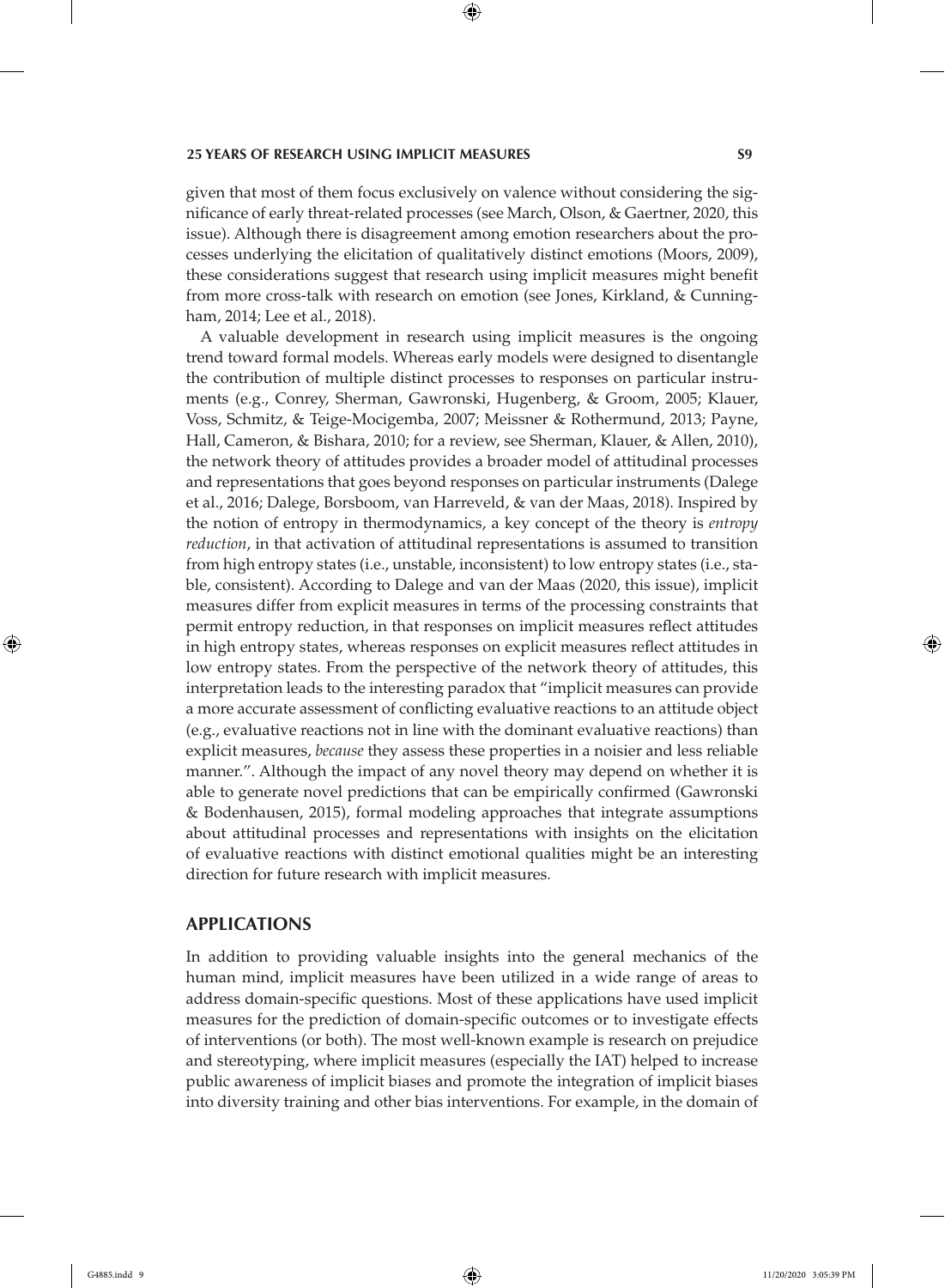given that most of them focus exclusively on valence without considering the significance of early threat-related processes (see March, Olson, & Gaertner, 2020, this issue). Although there is disagreement among emotion researchers about the processes underlying the elicitation of qualitatively distinct emotions (Moors, 2009), these considerations suggest that research using implicit measures might benefit from more cross-talk with research on emotion (see Jones, Kirkland, & Cunningham, 2014; Lee et al., 2018).

A valuable development in research using implicit measures is the ongoing trend toward formal models. Whereas early models were designed to disentangle the contribution of multiple distinct processes to responses on particular instruments (e.g., Conrey, Sherman, Gawronski, Hugenberg, & Groom, 2005; Klauer, Voss, Schmitz, & Teige-Mocigemba, 2007; Meissner & Rothermund, 2013; Payne, Hall, Cameron, & Bishara, 2010; for a review, see Sherman, Klauer, & Allen, 2010), the network theory of attitudes provides a broader model of attitudinal processes and representations that goes beyond responses on particular instruments (Dalege et al., 2016; Dalege, Borsboom, van Harreveld, & van der Maas, 2018). Inspired by the notion of entropy in thermodynamics, a key concept of the theory is *entropy reduction*, in that activation of attitudinal representations is assumed to transition from high entropy states (i.e., unstable, inconsistent) to low entropy states (i.e., stable, consistent). According to Dalege and van der Maas (2020, this issue), implicit measures differ from explicit measures in terms of the processing constraints that permit entropy reduction, in that responses on implicit measures reflect attitudes in high entropy states, whereas responses on explicit measures reflect attitudes in low entropy states. From the perspective of the network theory of attitudes, this interpretation leads to the interesting paradox that "implicit measures can provide a more accurate assessment of conflicting evaluative reactions to an attitude object (e.g., evaluative reactions not in line with the dominant evaluative reactions) than explicit measures, *because* they assess these properties in a noisier and less reliable manner.". Although the impact of any novel theory may depend on whether it is able to generate novel predictions that can be empirically confirmed (Gawronski & Bodenhausen, 2015), formal modeling approaches that integrate assumptions about attitudinal processes and representations with insights on the elicitation of evaluative reactions with distinct emotional qualities might be an interesting direction for future research with implicit measures.

## APPLICATIONS

In addition to providing valuable insights into the general mechanics of the human mind, implicit measures have been utilized in a wide range of areas to address domain-specific questions. Most of these applications have used implicit measures for the prediction of domain-specific outcomes or to investigate effects of interventions (or both). The most well-known example is research on prejudice and stereotyping, where implicit measures (especially the IAT) helped to increase public awareness of implicit biases and promote the integration of implicit biases into diversity training and other bias interventions. For example, in the domain of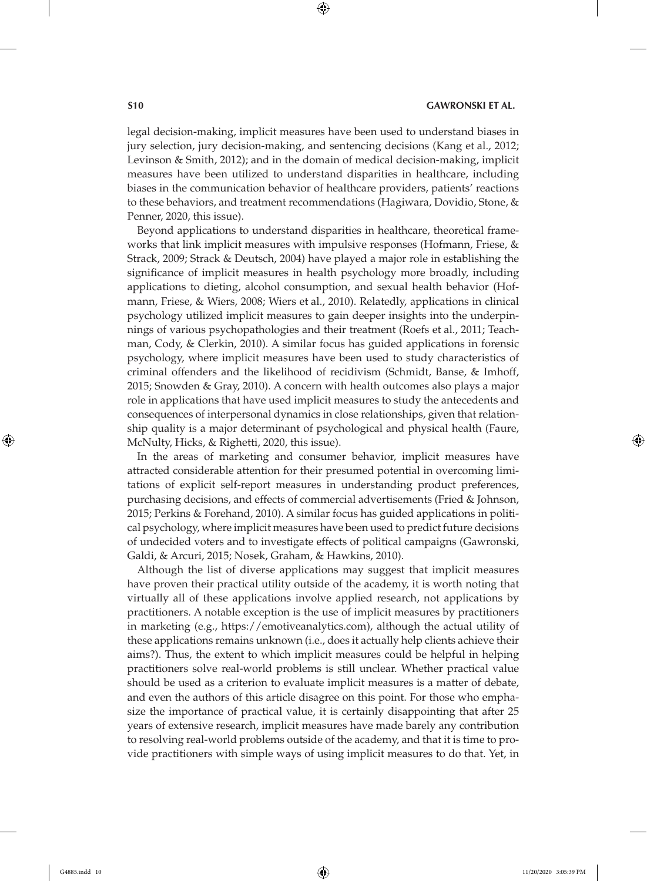legal decision-making, implicit measures have been used to understand biases in jury selection, jury decision-making, and sentencing decisions (Kang et al., 2012; Levinson & Smith, 2012); and in the domain of medical decision-making, implicit measures have been utilized to understand disparities in healthcare, including biases in the communication behavior of healthcare providers, patients' reactions to these behaviors, and treatment recommendations (Hagiwara, Dovidio, Stone, & Penner, 2020, this issue).

Beyond applications to understand disparities in healthcare, theoretical frameworks that link implicit measures with impulsive responses (Hofmann, Friese, & Strack, 2009; Strack & Deutsch, 2004) have played a major role in establishing the significance of implicit measures in health psychology more broadly, including applications to dieting, alcohol consumption, and sexual health behavior (Hofmann, Friese, & Wiers, 2008; Wiers et al., 2010). Relatedly, applications in clinical psychology utilized implicit measures to gain deeper insights into the underpinnings of various psychopathologies and their treatment (Roefs et al., 2011; Teachman, Cody, & Clerkin, 2010). A similar focus has guided applications in forensic psychology, where implicit measures have been used to study characteristics of criminal offenders and the likelihood of recidivism (Schmidt, Banse, & Imhoff, 2015; Snowden & Gray, 2010). A concern with health outcomes also plays a major role in applications that have used implicit measures to study the antecedents and consequences of interpersonal dynamics in close relationships, given that relationship quality is a major determinant of psychological and physical health (Faure, McNulty, Hicks, & Righetti, 2020, this issue).

In the areas of marketing and consumer behavior, implicit measures have attracted considerable attention for their presumed potential in overcoming limitations of explicit self-report measures in understanding product preferences, purchasing decisions, and effects of commercial advertisements (Fried & Johnson, 2015; Perkins & Forehand, 2010). A similar focus has guided applications in political psychology, where implicit measures have been used to predict future decisions of undecided voters and to investigate effects of political campaigns (Gawronski, Galdi, & Arcuri, 2015; Nosek, Graham, & Hawkins, 2010).

Although the list of diverse applications may suggest that implicit measures have proven their practical utility outside of the academy, it is worth noting that virtually all of these applications involve applied research, not applications by practitioners. A notable exception is the use of implicit measures by practitioners in marketing (e.g., https://emotiveanalytics.com), although the actual utility of these applications remains unknown (i.e., does it actually help clients achieve their aims?). Thus, the extent to which implicit measures could be helpful in helping practitioners solve real-world problems is still unclear. Whether practical value should be used as a criterion to evaluate implicit measures is a matter of debate, and even the authors of this article disagree on this point. For those who emphasize the importance of practical value, it is certainly disappointing that after 25 years of extensive research, implicit measures have made barely any contribution to resolving real-world problems outside of the academy, and that it is time to provide practitioners with simple ways of using implicit measures to do that. Yet, in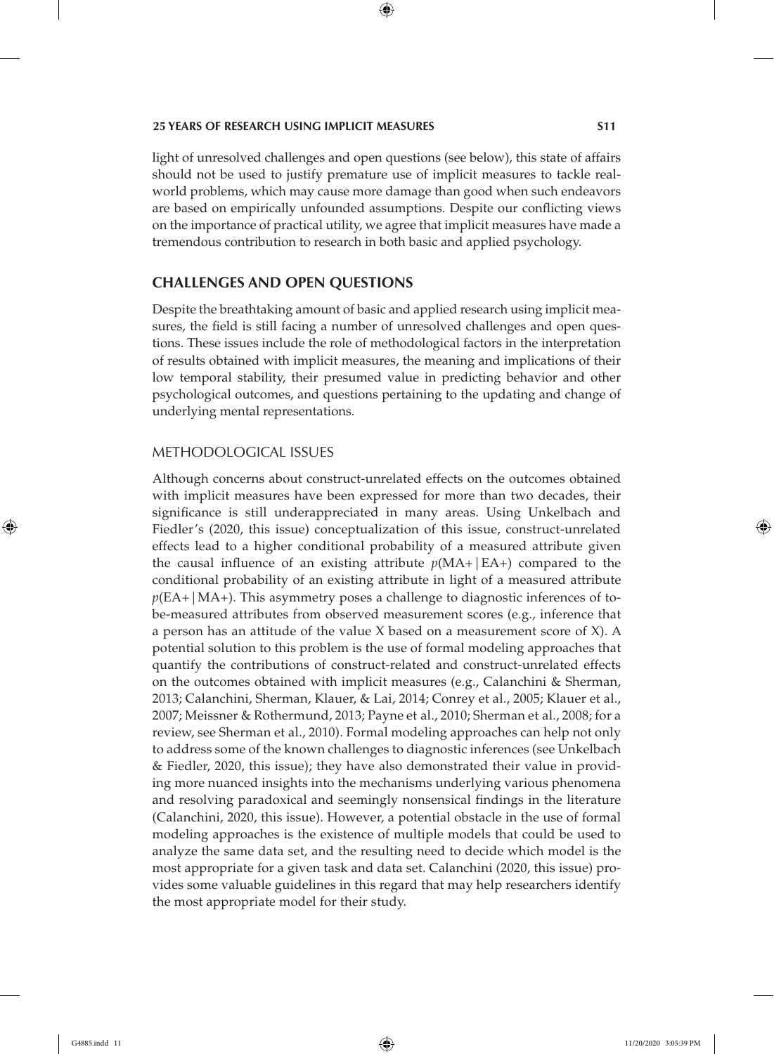light of unresolved challenges and open questions (see below), this state of affairs should not be used to justify premature use of implicit measures to tackle real-world problems, which may cause more damage than good when such endeavors are based on empirically unfounded assumptions. Despite our conflicting views on the importance of practical utility, we agree that implicit measures have made a tremendous contribution to research in both basic and applied psychology.

## CHALLENGES AND OPEN QUESTIONS

Despite the breathtaking amount of basic and applied research using implicit measures, the field is still facing a number of unresolved challenges and open questions. These issues include the role of methodological factors in the interpretation of results obtained with implicit measures, the meaning and implications of their low temporal stability, their presumed value in predicting behavior and other psychological outcomes, and questions pertaining to the updating and change of underlying mental representations.

### METHODOLOGICAL ISSUES

Although concerns about construct-unrelated effects on the outcomes obtained with implicit measures have been expressed for more than two decades, their significance is still underappreciated in many areas. Using Unkelbach and Fiedler's (2020, this issue) conceptualization of this issue, construct-unrelated effects lead to a higher conditional probability of a measured attribute given the causal influence of an existing attribute $p(\text{MA+}\,|\,\text{EA+})$ compared to the conditional probability of an existing attribute in light of a measured attribute $p(\text{EA+}\,|\,\text{MA+})$. This asymmetry poses a challenge to diagnostic inferences of to-be-measured attributes from observed measurement scores (e.g., inference that a person has an attitude of the value X based on a measurement score of X). A potential solution to this problem is the use of formal modeling approaches that quantify the contributions of construct-related and construct-unrelated effects on the outcomes obtained with implicit measures (e.g., Calanchini & Sherman, 2013; Calanchini, Sherman, Klauer, & Lai, 2014; Conrey et al., 2005; Klauer et al., 2007; Meissner & Rothermund, 2013; Payne et al., 2010; Sherman et al., 2008; for a review, see Sherman et al., 2010). Formal modeling approaches can help not only to address some of the known challenges to diagnostic inferences (see Unkelbach & Fiedler, 2020, this issue); they have also demonstrated their value in providing more nuanced insights into the mechanisms underlying various phenomena and resolving paradoxical and seemingly nonsensical findings in the literature (Calanchini, 2020, this issue). However, a potential obstacle in the use of formal modeling approaches is the existence of multiple models that could be used to analyze the same data set, and the resulting need to decide which model is the most appropriate for a given task and data set. Calanchini (2020, this issue) provides some valuable guidelines in this regard that may help researchers identify the most appropriate model for their study.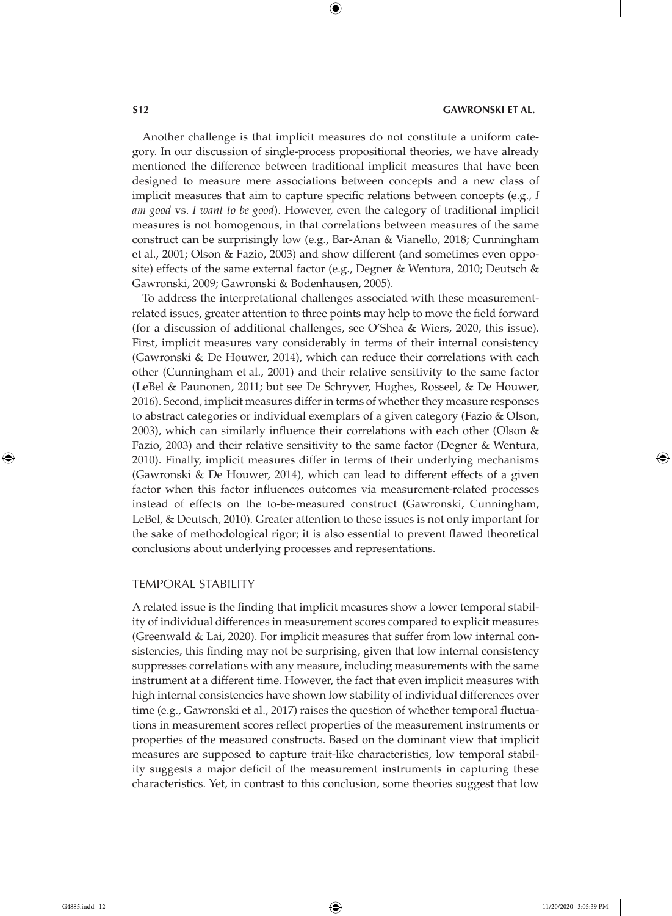Another challenge is that implicit measures do not constitute a uniform category. In our discussion of single-process propositional theories, we have already mentioned the difference between traditional implicit measures that have been designed to measure mere associations between concepts and a new class of implicit measures that aim to capture specific relations between concepts (e.g., *I am good* vs. *I want to be good*). However, even the category of traditional implicit measures is not homogenous, in that correlations between measures of the same construct can be surprisingly low (e.g., Bar-Anan & Vianello, 2018; Cunningham et al., 2001; Olson & Fazio, 2003) and show different (and sometimes even opposite) effects of the same external factor (e.g., Degner & Wentura, 2010; Deutsch & Gawronski, 2009; Gawronski & Bodenhausen, 2005).

To address the interpretational challenges associated with these measurement-related issues, greater attention to three points may help to move the field forward (for a discussion of additional challenges, see O'Shea & Wiers, 2020, this issue). First, implicit measures vary considerably in terms of their internal consistency (Gawronski & De Houwer, 2014), which can reduce their correlations with each other (Cunningham et al., 2001) and their relative sensitivity to the same factor (LeBel & Paunonen, 2011; but see De Schryver, Hughes, Rosseel, & De Houwer, 2016). Second, implicit measures differ in terms of whether they measure responses to abstract categories or individual exemplars of a given category (Fazio & Olson, 2003), which can similarly influence their correlations with each other (Olson & Fazio, 2003) and their relative sensitivity to the same factor (Degner & Wentura, 2010). Finally, implicit measures differ in terms of their underlying mechanisms (Gawronski & De Houwer, 2014), which can lead to different effects of a given factor when this factor influences outcomes via measurement-related processes instead of effects on the to-be-measured construct (Gawronski, Cunningham, LeBel, & Deutsch, 2010). Greater attention to these issues is not only important for the sake of methodological rigor; it is also essential to prevent flawed theoretical conclusions about underlying processes and representations.

## TEMPORAL STABILITY

A related issue is the finding that implicit measures show a lower temporal stability of individual differences in measurement scores compared to explicit measures (Greenwald & Lai, 2020). For implicit measures that suffer from low internal consistencies, this finding may not be surprising, given that low internal consistency suppresses correlations with any measure, including measurements with the same instrument at a different time. However, the fact that even implicit measures with high internal consistencies have shown low stability of individual differences over time (e.g., Gawronski et al., 2017) raises the question of whether temporal fluctuations in measurement scores reflect properties of the measurement instruments or properties of the measured constructs. Based on the dominant view that implicit measures are supposed to capture trait-like characteristics, low temporal stability suggests a major deficit of the measurement instruments in capturing these characteristics. Yet, in contrast to this conclusion, some theories suggest that low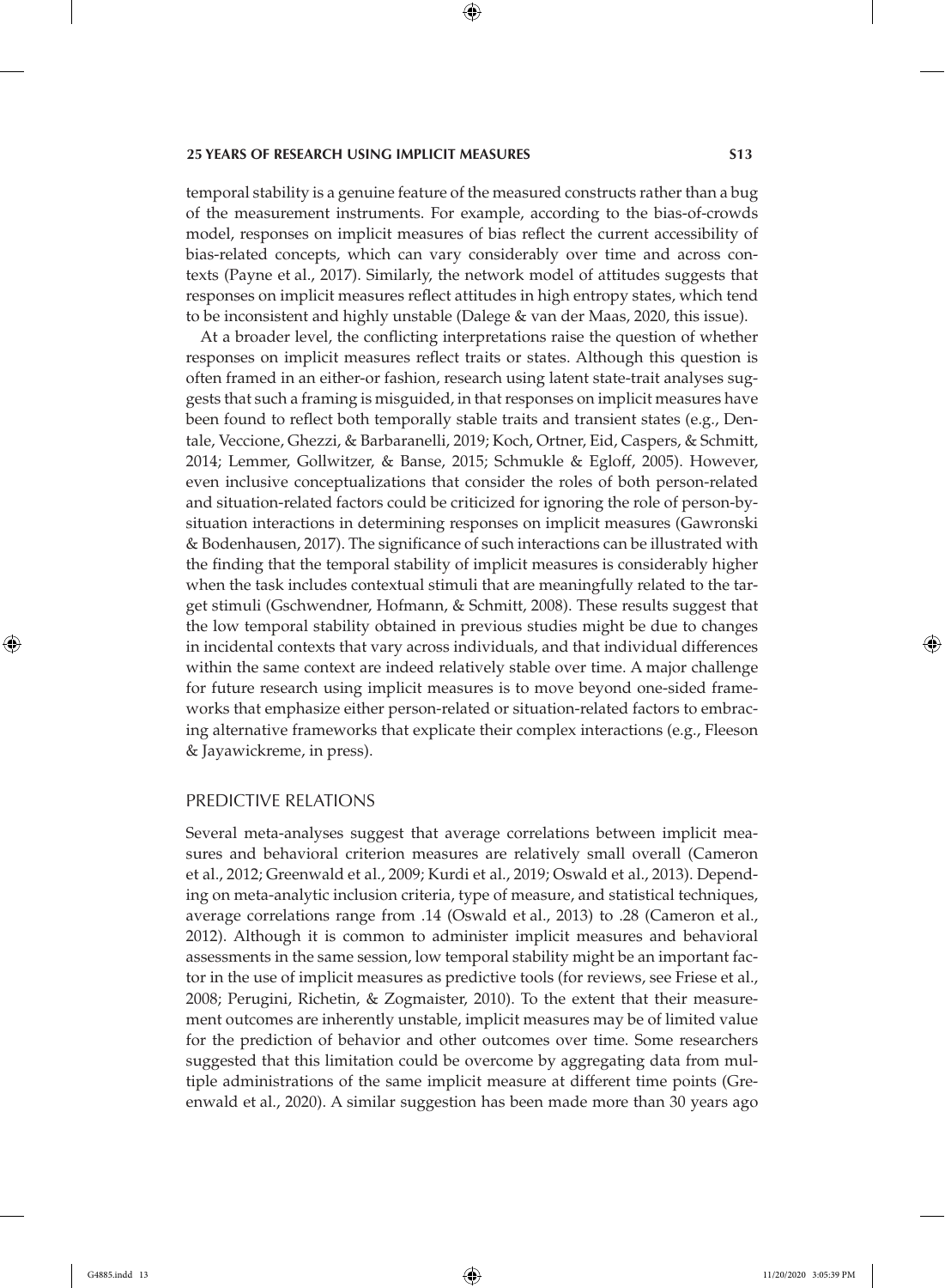temporal stability is a genuine feature of the measured constructs rather than a bug of the measurement instruments. For example, according to the bias-of-crowds model, responses on implicit measures of bias reflect the current accessibility of bias-related concepts, which can vary considerably over time and across contexts (Payne et al., 2017). Similarly, the network model of attitudes suggests that responses on implicit measures reflect attitudes in high entropy states, which tend to be inconsistent and highly unstable (Dalege & van der Maas, 2020, this issue).

At a broader level, the conflicting interpretations raise the question of whether responses on implicit measures reflect traits or states. Although this question is often framed in an either-or fashion, research using latent state-trait analyses suggests that such a framing is misguided, in that responses on implicit measures have been found to reflect both temporally stable traits and transient states (e.g., Dentale, Veccione, Ghezzi, & Barbaranelli, 2019; Koch, Ortner, Eid, Caspers, & Schmitt, 2014; Lemmer, Gollwitzer, & Banse, 2015; Schmukle & Egloff, 2005). However, even inclusive conceptualizations that consider the roles of both person-related and situation-related factors could be criticized for ignoring the role of person-by-situation interactions in determining responses on implicit measures (Gawronski & Bodenhausen, 2017). The significance of such interactions can be illustrated with the finding that the temporal stability of implicit measures is considerably higher when the task includes contextual stimuli that are meaningfully related to the target stimuli (Gschwendner, Hofmann, & Schmitt, 2008). These results suggest that the low temporal stability obtained in previous studies might be due to changes in incidental contexts that vary across individuals, and that individual differences within the same context are indeed relatively stable over time. A major challenge for future research using implicit measures is to move beyond one-sided frameworks that emphasize either person-related or situation-related factors to embracing alternative frameworks that explicate their complex interactions (e.g., Fleeson & Jayawickreme, in press).

## PREDICTIVE RELATIONS

Several meta-analyses suggest that average correlations between implicit measures and behavioral criterion measures are relatively small overall (Cameron et al., 2012; Greenwald et al., 2009; Kurdi et al., 2019; Oswald et al., 2013). Depending on meta-analytic inclusion criteria, type of measure, and statistical techniques, average correlations range from .14 (Oswald et al., 2013) to .28 (Cameron et al., 2012). Although it is common to administer implicit measures and behavioral assessments in the same session, low temporal stability might be an important factor in the use of implicit measures as predictive tools (for reviews, see Friese et al., 2008; Perugini, Richetin, & Zogmaister, 2010). To the extent that their measurement outcomes are inherently unstable, implicit measures may be of limited value for the prediction of behavior and other outcomes over time. Some researchers suggested that this limitation could be overcome by aggregating data from multiple administrations of the same implicit measure at different time points (Greenwald et al., 2020). A similar suggestion has been made more than 30 years ago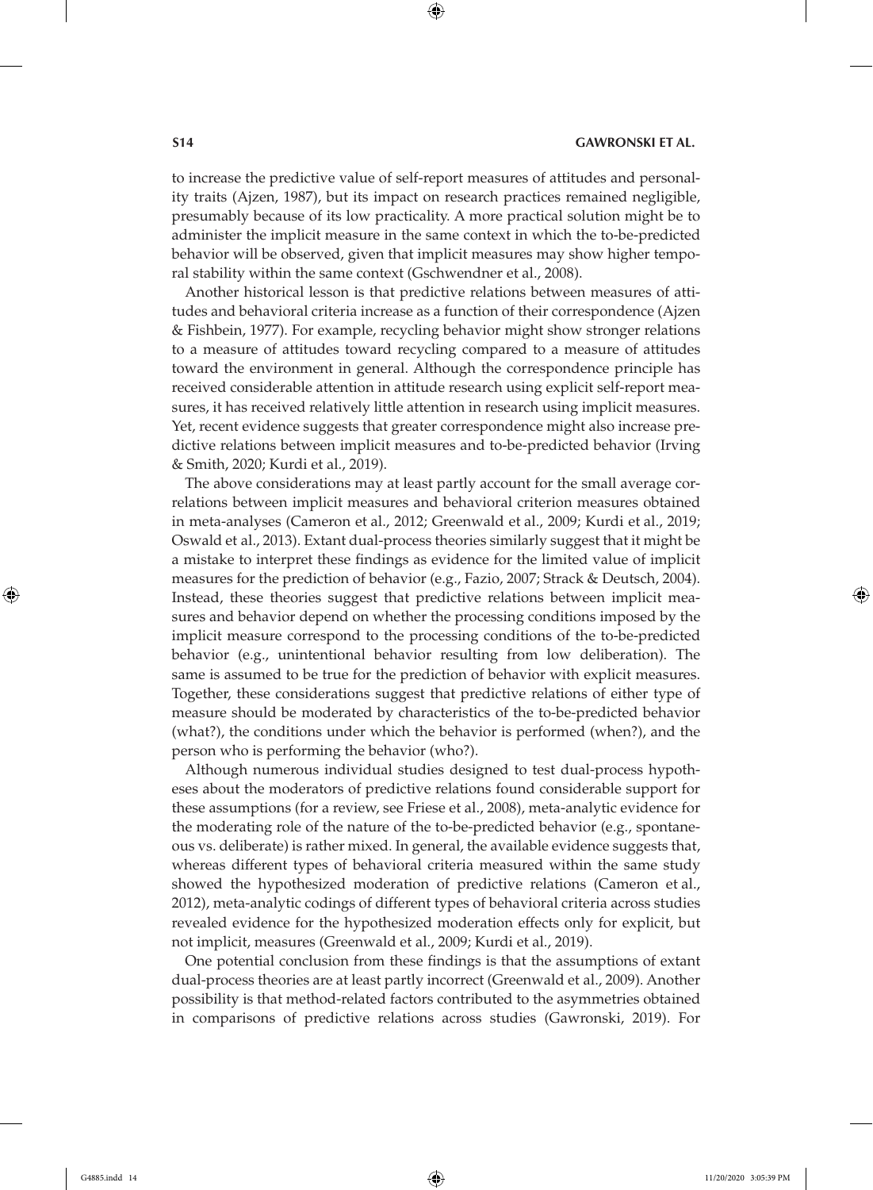to increase the predictive value of self-report measures of attitudes and personality traits (Ajzen, 1987), but its impact on research practices remained negligible, presumably because of its low practicality. A more practical solution might be to administer the implicit measure in the same context in which the to-be-predicted behavior will be observed, given that implicit measures may show higher temporal stability within the same context (Gschwendner et al., 2008).

Another historical lesson is that predictive relations between measures of attitudes and behavioral criteria increase as a function of their correspondence (Ajzen & Fishbein, 1977). For example, recycling behavior might show stronger relations to a measure of attitudes toward recycling compared to a measure of attitudes toward the environment in general. Although the correspondence principle has received considerable attention in attitude research using explicit self-report measures, it has received relatively little attention in research using implicit measures. Yet, recent evidence suggests that greater correspondence might also increase predictive relations between implicit measures and to-be-predicted behavior (Irving & Smith, 2020; Kurdi et al., 2019).

The above considerations may at least partly account for the small average correlations between implicit measures and behavioral criterion measures obtained in meta-analyses (Cameron et al., 2012; Greenwald et al., 2009; Kurdi et al., 2019; Oswald et al., 2013). Extant dual-process theories similarly suggest that it might be a mistake to interpret these findings as evidence for the limited value of implicit measures for the prediction of behavior (e.g., Fazio, 2007; Strack & Deutsch, 2004). Instead, these theories suggest that predictive relations between implicit measures and behavior depend on whether the processing conditions imposed by the implicit measure correspond to the processing conditions of the to-be-predicted behavior (e.g., unintentional behavior resulting from low deliberation). The same is assumed to be true for the prediction of behavior with explicit measures. Together, these considerations suggest that predictive relations of either type of measure should be moderated by characteristics of the to-be-predicted behavior (what?), the conditions under which the behavior is performed (when?), and the person who is performing the behavior (who?).

Although numerous individual studies designed to test dual-process hypotheses about the moderators of predictive relations found considerable support for these assumptions (for a review, see Friese et al., 2008), meta-analytic evidence for the moderating role of the nature of the to-be-predicted behavior (e.g., spontaneous vs. deliberate) is rather mixed. In general, the available evidence suggests that, whereas different types of behavioral criteria measured within the same study showed the hypothesized moderation of predictive relations (Cameron et al., 2012), meta-analytic codings of different types of behavioral criteria across studies revealed evidence for the hypothesized moderation effects only for explicit, but not implicit, measures (Greenwald et al., 2009; Kurdi et al., 2019).

One potential conclusion from these findings is that the assumptions of extant dual-process theories are at least partly incorrect (Greenwald et al., 2009). Another possibility is that method-related factors contributed to the asymmetries obtained in comparisons of predictive relations across studies (Gawronski, 2019). For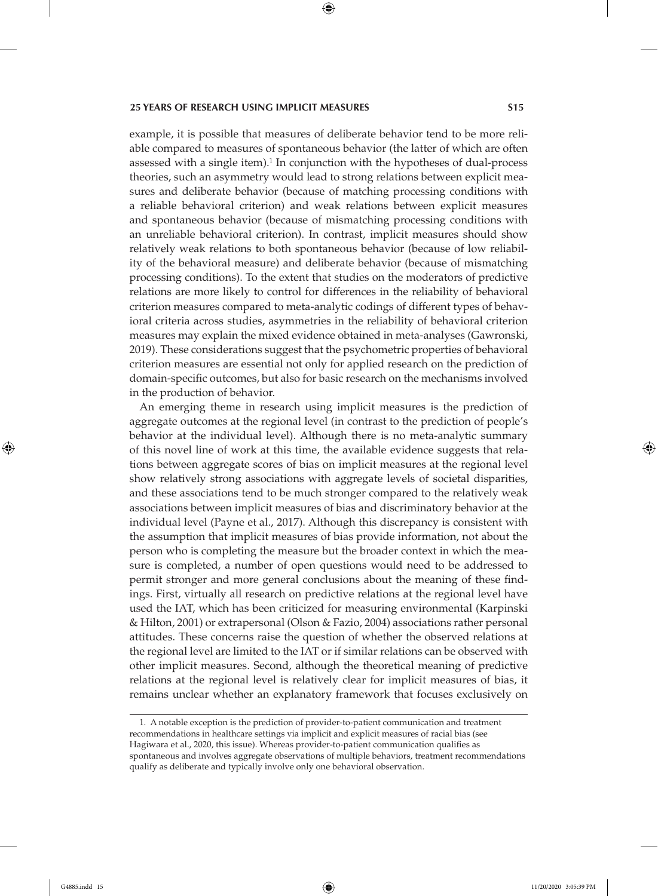example, it is possible that measures of deliberate behavior tend to be more reliable compared to measures of spontaneous behavior (the latter of which are often assessed with a single item).[1] In conjunction with the hypotheses of dual-process theories, such an asymmetry would lead to strong relations between explicit measures and deliberate behavior (because of matching processing conditions with a reliable behavioral criterion) and weak relations between explicit measures and spontaneous behavior (because of mismatching processing conditions with an unreliable behavioral criterion). In contrast, implicit measures should show relatively weak relations to both spontaneous behavior (because of low reliability of the behavioral measure) and deliberate behavior (because of mismatching processing conditions). To the extent that studies on the moderators of predictive relations are more likely to control for differences in the reliability of behavioral criterion measures compared to meta-analytic codings of different types of behavioral criteria across studies, asymmetries in the reliability of behavioral criterion measures may explain the mixed evidence obtained in meta-analyses (Gawronski, 2019). These considerations suggest that the psychometric properties of behavioral criterion measures are essential not only for applied research on the prediction of domain-specific outcomes, but also for basic research on the mechanisms involved in the production of behavior.

An emerging theme in research using implicit measures is the prediction of aggregate outcomes at the regional level (in contrast to the prediction of people's behavior at the individual level). Although there is no meta-analytic summary of this novel line of work at this time, the available evidence suggests that relations between aggregate scores of bias on implicit measures at the regional level show relatively strong associations with aggregate levels of societal disparities, and these associations tend to be much stronger compared to the relatively weak associations between implicit measures of bias and discriminatory behavior at the individual level (Payne et al., 2017). Although this discrepancy is consistent with the assumption that implicit measures of bias provide information, not about the person who is completing the measure but the broader context in which the measure is completed, a number of open questions would need to be addressed to permit stronger and more general conclusions about the meaning of these findings. First, virtually all research on predictive relations at the regional level have used the IAT, which has been criticized for measuring environmental (Karpinski & Hilton, 2001) or extrapersonal (Olson & Fazio, 2004) associations rather personal attitudes. These concerns raise the question of whether the observed relations at the regional level are limited to the IAT or if similar relations can be observed with other implicit measures. Second, although the theoretical meaning of predictive relations at the regional level is relatively clear for implicit measures of bias, it remains unclear whether an explanatory framework that focuses exclusively on

1. A notable exception is the prediction of provider-to-patient communication and treatment recommendations in healthcare settings via implicit and explicit measures of racial bias (see Hagiwara et al., 2020, this issue). Whereas provider-to-patient communication qualifies as spontaneous and involves aggregate observations of multiple behaviors, treatment recommendations qualify as deliberate and typically involve only one behavioral observation.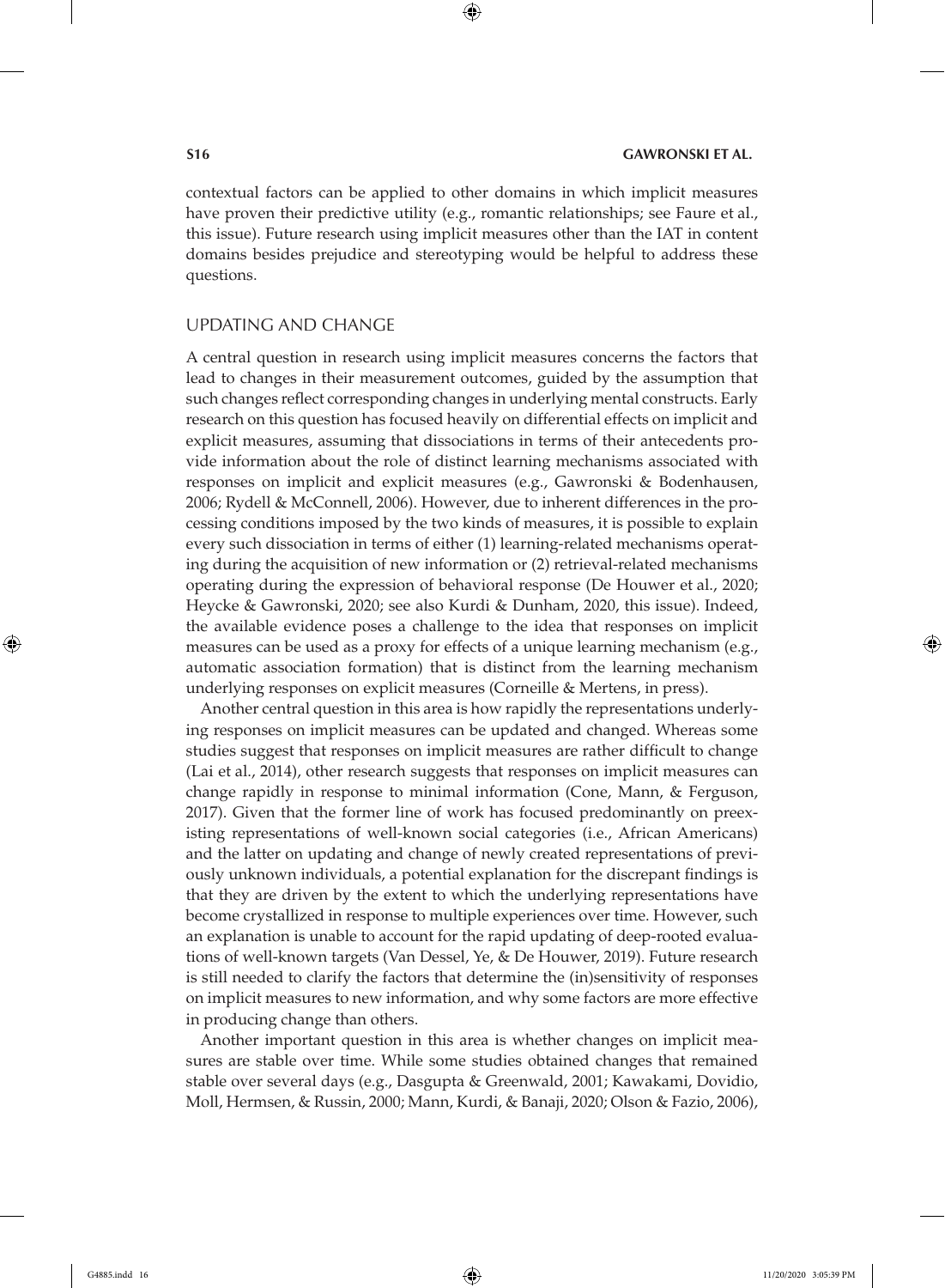contextual factors can be applied to other domains in which implicit measures have proven their predictive utility (e.g., romantic relationships; see Faure et al., this issue). Future research using implicit measures other than the IAT in content domains besides prejudice and stereotyping would be helpful to address these questions.

## UPDATING AND CHANGE

A central question in research using implicit measures concerns the factors that lead to changes in their measurement outcomes, guided by the assumption that such changes reflect corresponding changes in underlying mental constructs. Early research on this question has focused heavily on differential effects on implicit and explicit measures, assuming that dissociations in terms of their antecedents provide information about the role of distinct learning mechanisms associated with responses on implicit and explicit measures (e.g., Gawronski & Bodenhausen, 2006; Rydell & McConnell, 2006). However, due to inherent differences in the processing conditions imposed by the two kinds of measures, it is possible to explain every such dissociation in terms of either (1) learning-related mechanisms operating during the acquisition of new information or (2) retrieval-related mechanisms operating during the expression of behavioral response (De Houwer et al., 2020; Heycke & Gawronski, 2020; see also Kurdi & Dunham, 2020, this issue). Indeed, the available evidence poses a challenge to the idea that responses on implicit measures can be used as a proxy for effects of a unique learning mechanism (e.g., automatic association formation) that is distinct from the learning mechanism underlying responses on explicit measures (Corneille & Mertens, in press).

Another central question in this area is how rapidly the representations underlying responses on implicit measures can be updated and changed. Whereas some studies suggest that responses on implicit measures are rather difficult to change (Lai et al., 2014), other research suggests that responses on implicit measures can change rapidly in response to minimal information (Cone, Mann, & Ferguson, 2017). Given that the former line of work has focused predominantly on preexisting representations of well-known social categories (i.e., African Americans) and the latter on updating and change of newly created representations of previously unknown individuals, a potential explanation for the discrepant findings is that they are driven by the extent to which the underlying representations have become crystallized in response to multiple experiences over time. However, such an explanation is unable to account for the rapid updating of deep-rooted evaluations of well-known targets (Van Dessel, Ye, & De Houwer, 2019). Future research is still needed to clarify the factors that determine the (in)sensitivity of responses on implicit measures to new information, and why some factors are more effective in producing change than others.

Another important question in this area is whether changes on implicit measures are stable over time. While some studies obtained changes that remained stable over several days (e.g., Dasgupta & Greenwald, 2001; Kawakami, Dovidio, Moll, Hermsen, & Russin, 2000; Mann, Kurdi, & Banaji, 2020; Olson & Fazio, 2006),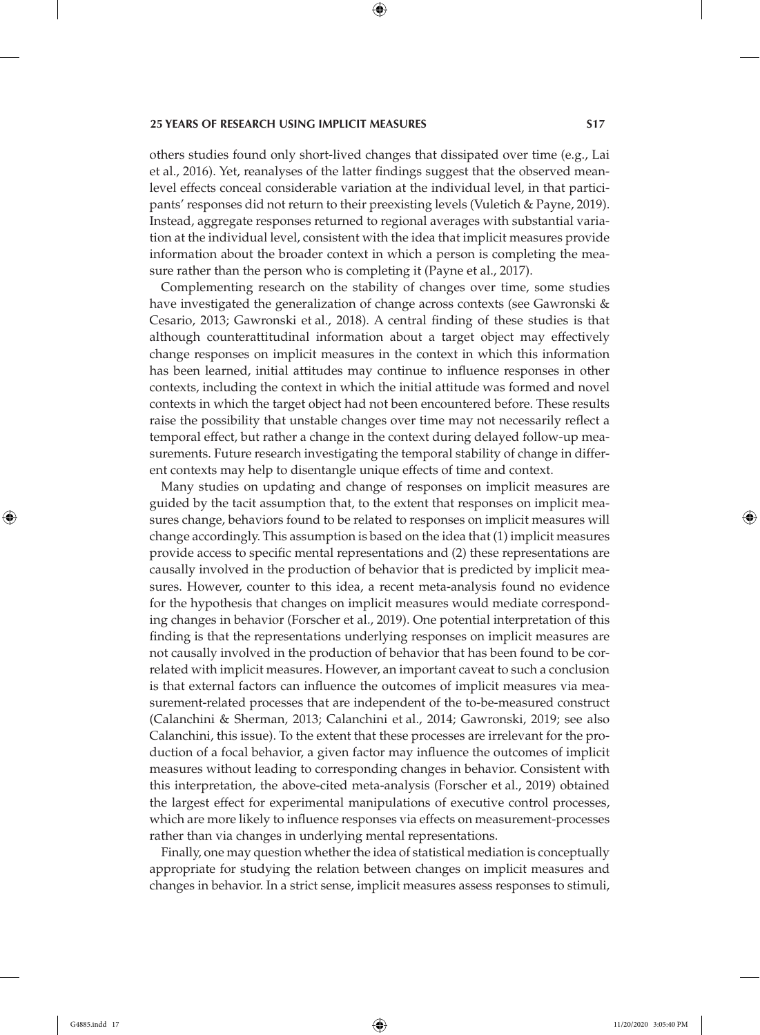others studies found only short-lived changes that dissipated over time (e.g., Lai et al., 2016). Yet, reanalyses of the latter findings suggest that the observed mean-level effects conceal considerable variation at the individual level, in that participants' responses did not return to their preexisting levels (Vuletich & Payne, 2019). Instead, aggregate responses returned to regional averages with substantial variation at the individual level, consistent with the idea that implicit measures provide information about the broader context in which a person is completing the measure rather than the person who is completing it (Payne et al., 2017).

Complementing research on the stability of changes over time, some studies have investigated the generalization of change across contexts (see Gawronski & Cesario, 2013; Gawronski et al., 2018). A central finding of these studies is that although counterattitudinal information about a target object may effectively change responses on implicit measures in the context in which this information has been learned, initial attitudes may continue to influence responses in other contexts, including the context in which the initial attitude was formed and novel contexts in which the target object had not been encountered before. These results raise the possibility that unstable changes over time may not necessarily reflect a temporal effect, but rather a change in the context during delayed follow-up measurements. Future research investigating the temporal stability of change in different contexts may help to disentangle unique effects of time and context.

Many studies on updating and change of responses on implicit measures are guided by the tacit assumption that, to the extent that responses on implicit measures change, behaviors found to be related to responses on implicit measures will change accordingly. This assumption is based on the idea that (1) implicit measures provide access to specific mental representations and (2) these representations are causally involved in the production of behavior that is predicted by implicit measures. However, counter to this idea, a recent meta-analysis found no evidence for the hypothesis that changes on implicit measures would mediate corresponding changes in behavior (Forscher et al., 2019). One potential interpretation of this finding is that the representations underlying responses on implicit measures are not causally involved in the production of behavior that has been found to be correlated with implicit measures. However, an important caveat to such a conclusion is that external factors can influence the outcomes of implicit measures via measurement-related processes that are independent of the to-be-measured construct (Calanchini & Sherman, 2013; Calanchini et al., 2014; Gawronski, 2019; see also Calanchini, this issue). To the extent that these processes are irrelevant for the production of a focal behavior, a given factor may influence the outcomes of implicit measures without leading to corresponding changes in behavior. Consistent with this interpretation, the above-cited meta-analysis (Forscher et al., 2019) obtained the largest effect for experimental manipulations of executive control processes, which are more likely to influence responses via effects on measurement-processes rather than via changes in underlying mental representations.

Finally, one may question whether the idea of statistical mediation is conceptually appropriate for studying the relation between changes on implicit measures and changes in behavior. In a strict sense, implicit measures assess responses to stimuli,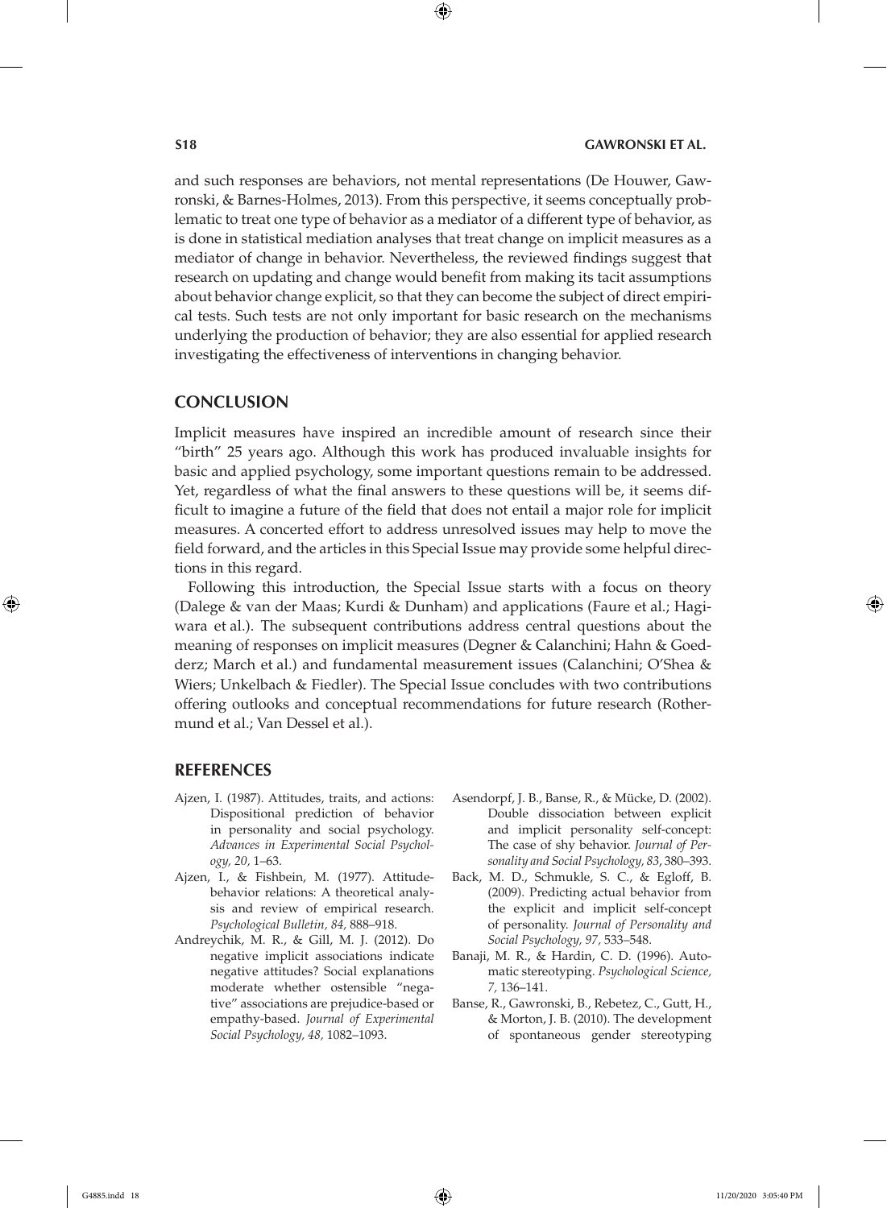and such responses are behaviors, not mental representations (De Houwer, Gawronski, & Barnes-Holmes, 2013). From this perspective, it seems conceptually problematic to treat one type of behavior as a mediator of a different type of behavior, as is done in statistical mediation analyses that treat change on implicit measures as a mediator of change in behavior. Nevertheless, the reviewed findings suggest that research on updating and change would benefit from making its tacit assumptions about behavior change explicit, so that they can become the subject of direct empirical tests. Such tests are not only important for basic research on the mechanisms underlying the production of behavior; they are also essential for applied research investigating the effectiveness of interventions in changing behavior.

## CONCLUSION

Implicit measures have inspired an incredible amount of research since their "birth" 25 years ago. Although this work has produced invaluable insights for basic and applied psychology, some important questions remain to be addressed. Yet, regardless of what the final answers to these questions will be, it seems difficult to imagine a future of the field that does not entail a major role for implicit measures. A concerted effort to address unresolved issues may help to move the field forward, and the articles in this Special Issue may provide some helpful directions in this regard.

Following this introduction, the Special Issue starts with a focus on theory (Dalege & van der Maas; Kurdi & Dunham) and applications (Faure et al.; Hagiwara et al.). The subsequent contributions address central questions about the meaning of responses on implicit measures (Degner & Calanchini; Hahn & Goedderz; March et al.) and fundamental measurement issues (Calanchini; O'Shea & Wiers; Unkelbach & Fiedler). The Special Issue concludes with two contributions offering outlooks and conceptual recommendations for future research (Rothermund et al.; Van Dessel et al.).

## REFERENCES

Ajzen, I. (1987). Attitudes, traits, and actions: Dispositional prediction of behavior in personality and social psychology. *Advances in Experimental Social Psychology, 20,* 1–63.

Ajzen, I., & Fishbein, M. (1977). Attitude-behavior relations: A theoretical analysis and review of empirical research. *Psychological Bulletin, 84,* 888–918.

Andreychik, M. R., & Gill, M. J. (2012). Do negative implicit associations indicate negative attitudes? Social explanations moderate whether ostensible "negative" associations are prejudice-based or empathy-based. *Journal of Experimental Social Psychology, 48,* 1082–1093.

Asendorpf, J. B., Banse, R., & Mücke, D. (2002). Double dissociation between explicit and implicit personality self-concept: The case of shy behavior. *Journal of Personality and Social Psychology, 83*, 380–393.

Back, M. D., Schmukle, S. C., & Egloff, B. (2009). Predicting actual behavior from the explicit and implicit self-concept of personality. *Journal of Personality and Social Psychology, 97,* 533–548.

Banaji, M. R., & Hardin, C. D. (1996). Automatic stereotyping. *Psychological Science, 7,* 136–141.

Banse, R., Gawronski, B., Rebetez, C., Gutt, H., & Morton, J. B. (2010). The development of spontaneous gender stereotyping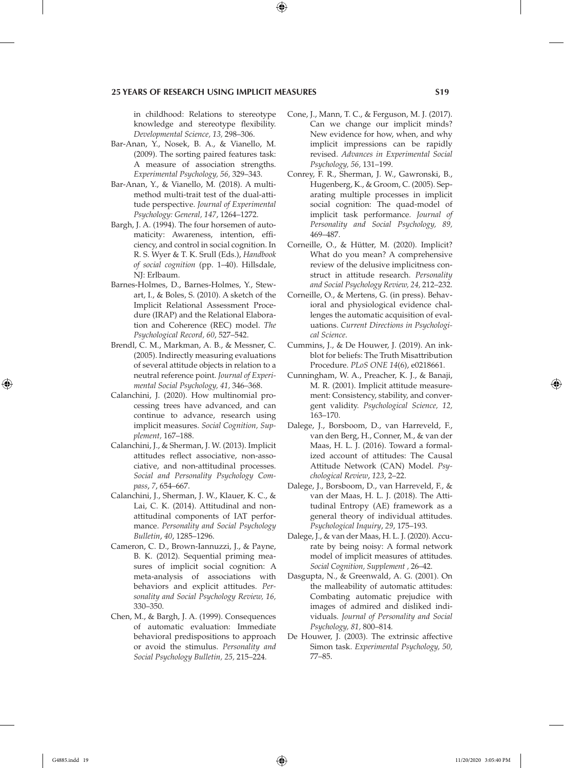in childhood: Relations to stereotype knowledge and stereotype flexibility. *Developmental Science, 13,* 298–306.

Bar-Anan, Y., Nosek, B. A., & Vianello, M. (2009). The sorting paired features task: A measure of association strengths. *Experimental Psychology, 56,* 329–343.

Bar-Anan, Y., & Vianello, M. (2018). A multi-method multi-trait test of the dual-attitude perspective. *Journal of Experimental Psychology: General, 147*, 1264–1272.

Bargh, J. A. (1994). The four horsemen of automaticity: Awareness, intention, efficiency, and control in social cognition. In R. S. Wyer & T. K. Srull (Eds.), *Handbook of social cognition* (pp. 1–40). Hillsdale, NJ: Erlbaum.

Barnes-Holmes, D., Barnes-Holmes, Y., Stewart, I., & Boles, S. (2010). A sketch of the Implicit Relational Assessment Procedure (IRAP) and the Relational Elaboration and Coherence (REC) model. *The Psychological Record, 60*, 527–542.

Brendl, C. M., Markman, A. B., & Messner, C. (2005). Indirectly measuring evaluations of several attitude objects in relation to a neutral reference point. *Journal of Experimental Social Psychology, 41,* 346–368.

Calanchini, J. (2020). How multinomial processing trees have advanced, and can continue to advance, research using implicit measures. *Social Cognition, Supplement,* 167–188.

Calanchini, J., & Sherman, J. W. (2013). Implicit attitudes reflect associative, non-associative, and non-attitudinal processes. *Social and Personality Psychology Compass, 7*, 654–667.

Calanchini, J., Sherman, J. W., Klauer, K. C., & Lai, C. K. (2014). Attitudinal and non-attitudinal components of IAT performance. *Personality and Social Psychology Bulletin, 40*, 1285–1296.

Cameron, C. D., Brown-Iannuzzi, J., & Payne, B. K. (2012). Sequential priming measures of implicit social cognition: A meta-analysis of associations with behaviors and explicit attitudes. *Personality and Social Psychology Review, 16,* 330–350.

Chen, M., & Bargh, J. A. (1999). Consequences of automatic evaluation: Immediate behavioral predispositions to approach or avoid the stimulus. *Personality and Social Psychology Bulletin, 25,* 215–224.

Cone, J., Mann, T. C., & Ferguson, M. J. (2017). Can we change our implicit minds? New evidence for how, when, and why implicit impressions can be rapidly revised. *Advances in Experimental Social Psychology, 56,* 131–199.

Conrey, F. R., Sherman, J. W., Gawronski, B., Hugenberg, K., & Groom, C. (2005). Separating multiple processes in implicit social cognition: The quad-model of implicit task performance. *Journal of Personality and Social Psychology, 89,* 469–487.

Corneille, O., & Hütter, M. (2020). Implicit? What do you mean? A comprehensive review of the delusive implicitness construct in attitude research. *Personality and Social Psychology Review, 24,* 212–232.

Corneille, O., & Mertens, G. (in press). Behavioral and physiological evidence challenges the automatic acquisition of evaluations. *Current Directions in Psychological Science*.

Cummins, J., & De Houwer, J. (2019). An inkblot for beliefs: The Truth Misattribution Procedure. *PLoS ONE 14*(6), e0218661.

Cunningham, W. A., Preacher, K. J., & Banaji, M. R. (2001). Implicit attitude measurement: Consistency, stability, and convergent validity. *Psychological Science, 12,* 163–170.

Dalege, J., Borsboom, D., van Harreveld, F., van den Berg, H., Conner, M., & van der Maas, H. L. J. (2016). Toward a formalized account of attitudes: The Causal Attitude Network (CAN) Model. *Psychological Review, 123*, 2–22.

Dalege, J., Borsboom, D., van Harreveld, F., & van der Maas, H. L. J. (2018). The Attitudinal Entropy (AE) framework as a general theory of individual attitudes. *Psychological Inquiry, 29*, 175–193.

Dalege, J., & van der Maas, H. L. J. (2020). Accurate by being noisy: A formal network model of implicit measures of attitudes. *Social Cognition, Supplement ,* 26–42.

Dasgupta, N., & Greenwald, A. G. (2001). On the malleability of automatic attitudes: Combating automatic prejudice with images of admired and disliked individuals. *Journal of Personality and Social Psychology, 81,* 800–814.

De Houwer, J. (2003). The extrinsic affective Simon task. *Experimental Psychology, 50,* 77–85.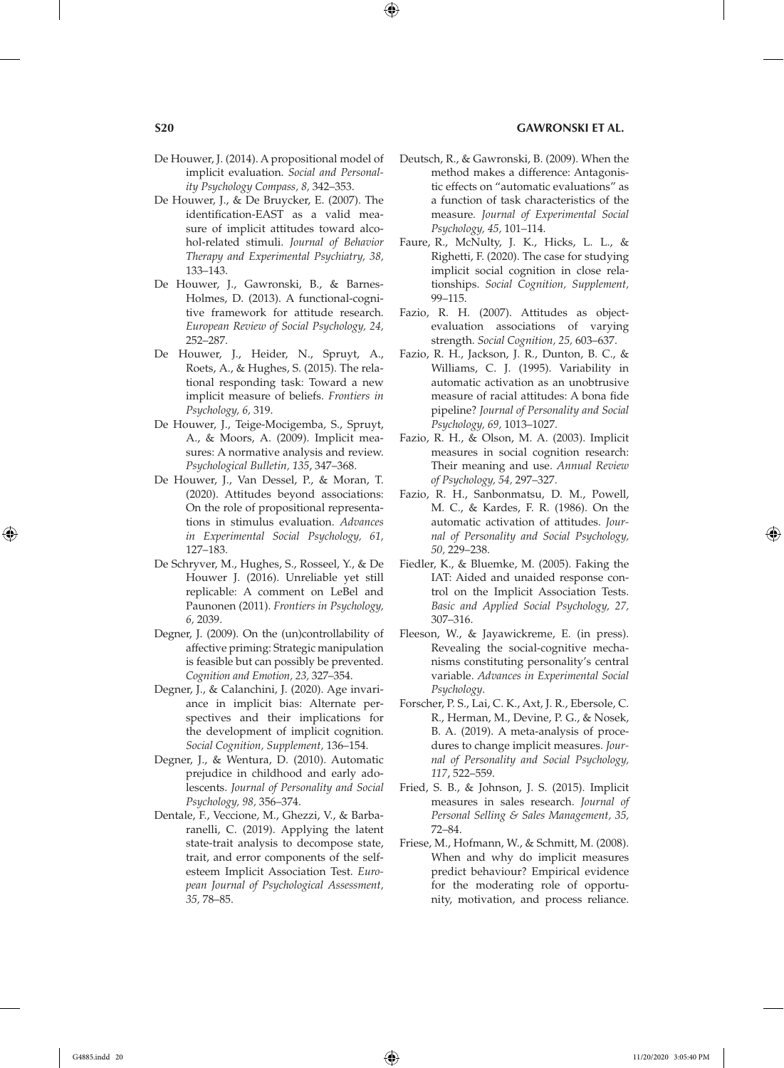De Houwer, J. (2014). A propositional model of implicit evaluation. *Social and Personality Psychology Compass, 8,* 342–353.

De Houwer, J., & De Bruycker, E. (2007). The identification-EAST as a valid measure of implicit attitudes toward alcohol-related stimuli. *Journal of Behavior Therapy and Experimental Psychiatry, 38,* 133–143.

De Houwer, J., Gawronski, B., & Barnes-Holmes, D. (2013). A functional-cognitive framework for attitude research. *European Review of Social Psychology, 24,* 252–287.

De Houwer, J., Heider, N., Spruyt, A., Roets, A., & Hughes, S. (2015). The relational responding task: Toward a new implicit measure of beliefs. *Frontiers in Psychology, 6,* 319.

De Houwer, J., Teige-Mocigemba, S., Spruyt, A., & Moors, A. (2009). Implicit measures: A normative analysis and review. *Psychological Bulletin, 135*, 347–368.

De Houwer, J., Van Dessel, P., & Moran, T. (2020). Attitudes beyond associations: On the role of propositional representations in stimulus evaluation. *Advances in Experimental Social Psychology, 61,* 127–183.

De Schryver, M., Hughes, S., Rosseel, Y., & De Houwer J. (2016). Unreliable yet still replicable: A comment on LeBel and Paunonen (2011). *Frontiers in Psychology, 6,* 2039.

Degner, J. (2009). On the (un)controllability of affective priming: Strategic manipulation is feasible but can possibly be prevented. *Cognition and Emotion, 23,* 327–354.

Degner, J., & Calanchini, J. (2020). Age invariance in implicit bias: Alternate perspectives and their implications for the development of implicit cognition. *Social Cognition, Supplement,* 136–154.

Degner, J., & Wentura, D. (2010). Automatic prejudice in childhood and early adolescents. *Journal of Personality and Social Psychology, 98,* 356–374.

Dentale, F., Veccione, M., Ghezzi, V., & Barbaranelli, C. (2019). Applying the latent state-trait analysis to decompose state, trait, and error components of the self-esteem Implicit Association Test. *European Journal of Psychological Assessment, 35*, 78–85.

Deutsch, R., & Gawronski, B. (2009). When the method makes a difference: Antagonistic effects on "automatic evaluations" as a function of task characteristics of the measure. *Journal of Experimental Social Psychology, 45,* 101–114.

Faure, R., McNulty, J. K., Hicks, L. L., & Righetti, F. (2020). The case for studying implicit social cognition in close relationships. *Social Cognition, Supplement,* 99–115.

Fazio, R. H. (2007). Attitudes as object-evaluation associations of varying strength. *Social Cognition, 25,* 603–637.

Fazio, R. H., Jackson, J. R., Dunton, B. C., & Williams, C. J. (1995). Variability in automatic activation as an unobtrusive measure of racial attitudes: A bona fide pipeline? *Journal of Personality and Social Psychology, 69,* 1013–1027.

Fazio, R. H., & Olson, M. A. (2003). Implicit measures in social cognition research: Their meaning and use. *Annual Review of Psychology, 54,* 297–327.

Fazio, R. H., Sanbonmatsu, D. M., Powell, M. C., & Kardes, F. R. (1986). On the automatic activation of attitudes. *Journal of Personality and Social Psychology, 50,* 229–238.

Fiedler, K., & Bluemke, M. (2005). Faking the IAT: Aided and unaided response control on the Implicit Association Tests. *Basic and Applied Social Psychology, 27,* 307–316.

Fleeson, W., & Jayawickreme, E. (in press). Revealing the social-cognitive mechanisms constituting personality's central variable. *Advances in Experimental Social Psychology*.

Forscher, P. S., Lai, C. K., Axt, J. R., Ebersole, C. R., Herman, M., Devine, P. G., & Nosek, B. A. (2019). A meta-analysis of procedures to change implicit measures. *Journal of Personality and Social Psychology, 117*, 522–559.

Fried, S. B., & Johnson, J. S. (2015). Implicit measures in sales research. *Journal of Personal Selling & Sales Management, 35,* 72–84.

Friese, M., Hofmann, W., & Schmitt, M. (2008). When and why do implicit measures predict behaviour? Empirical evidence for the moderating role of opportunity, motivation, and process reliance.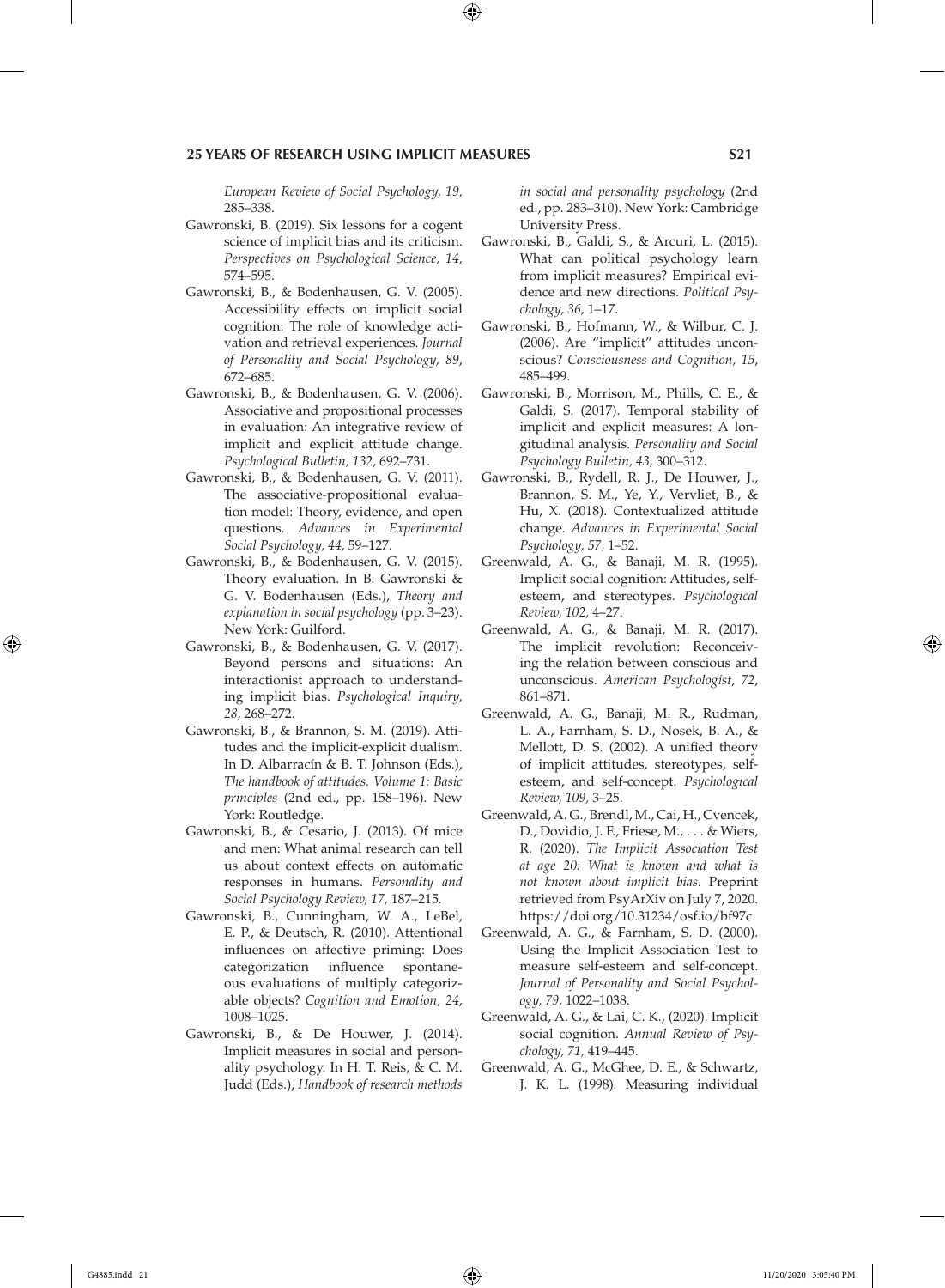*European Review of Social Psychology, 19,* 285–338.

Gawronski, B. (2019). Six lessons for a cogent science of implicit bias and its criticism. *Perspectives on Psychological Science, 14,* 574–595.

Gawronski, B., & Bodenhausen, G. V. (2005). Accessibility effects on implicit social cognition: The role of knowledge activation and retrieval experiences. *Journal of Personality and Social Psychology, 89*, 672–685.

Gawronski, B., & Bodenhausen, G. V. (2006). Associative and propositional processes in evaluation: An integrative review of implicit and explicit attitude change. *Psychological Bulletin, 132*, 692–731.

Gawronski, B., & Bodenhausen, G. V. (2011). The associative-propositional evaluation model: Theory, evidence, and open questions. *Advances in Experimental Social Psychology, 44,* 59–127.

Gawronski, B., & Bodenhausen, G. V. (2015). Theory evaluation. In B. Gawronski & G. V. Bodenhausen (Eds.), *Theory and explanation in social psychology* (pp. 3–23). New York: Guilford.

Gawronski, B., & Bodenhausen, G. V. (2017). Beyond persons and situations: An interactionist approach to understanding implicit bias. *Psychological Inquiry, 28,* 268–272.

Gawronski, B., & Brannon, S. M. (2019). Attitudes and the implicit-explicit dualism. In D. Albarracín & B. T. Johnson (Eds.), *The handbook of attitudes. Volume 1: Basic principles* (2nd ed., pp. 158–196). New York: Routledge.

Gawronski, B., & Cesario, J. (2013). Of mice and men: What animal research can tell us about context effects on automatic responses in humans. *Personality and Social Psychology Review, 17,* 187–215.

Gawronski, B., Cunningham, W. A., LeBel, E. P., & Deutsch, R. (2010). Attentional influences on affective priming: Does categorization influence spontaneous evaluations of multiply categorizable objects? *Cognition and Emotion, 24*, 1008–1025.

Gawronski, B., & De Houwer, J. (2014). Implicit measures in social and personality psychology. In H. T. Reis, & C. M. Judd (Eds.), *Handbook of research methods in social and personality psychology* (2nd ed., pp. 283–310). New York: Cambridge University Press.

Gawronski, B., Galdi, S., & Arcuri, L. (2015). What can political psychology learn from implicit measures? Empirical evidence and new directions. *Political Psychology, 36,* 1–17.

Gawronski, B., Hofmann, W., & Wilbur, C. J. (2006). Are "implicit" attitudes unconscious? *Consciousness and Cognition, 15*, 485–499.

Gawronski, B., Morrison, M., Phills, C. E., & Galdi, S. (2017). Temporal stability of implicit and explicit measures: A longitudinal analysis. *Personality and Social Psychology Bulletin, 43,* 300–312.

Gawronski, B., Rydell, R. J., De Houwer, J., Brannon, S. M., Ye, Y., Vervliet, B., & Hu, X. (2018). Contextualized attitude change. *Advances in Experimental Social Psychology, 57,* 1–52.

Greenwald, A. G., & Banaji, M. R. (1995). Implicit social cognition: Attitudes, self-esteem, and stereotypes. *Psychological Review, 102,* 4–27.

Greenwald, A. G., & Banaji, M. R. (2017). The implicit revolution: Reconceiving the relation between conscious and unconscious. *American Psychologist*, *72*, 861–871.

Greenwald, A. G., Banaji, M. R., Rudman, L. A., Farnham, S. D., Nosek, B. A., & Mellott, D. S. (2002). A unified theory of implicit attitudes, stereotypes, self-esteem, and self-concept. *Psychological Review, 109,* 3–25.

Greenwald, A. G., Brendl, M., Cai, H., Cvencek, D., Dovidio, J. F., Friese, M., . . . & Wiers, R. (2020). *The Implicit Association Test at age 20: What is known and what is not known about implicit bias*. Preprint retrieved from PsyArXiv on July 7, 2020. https://doi.org/10.31234/osf.io/bf97c

Greenwald, A. G., & Farnham, S. D. (2000). Using the Implicit Association Test to measure self-esteem and self-concept. *Journal of Personality and Social Psychology, 79,* 1022–1038.

Greenwald, A. G., & Lai, C. K., (2020). Implicit social cognition. *Annual Review of Psychology, 71,* 419–445.

Greenwald, A. G., McGhee, D. E., & Schwartz, J. K. L. (1998). Measuring individual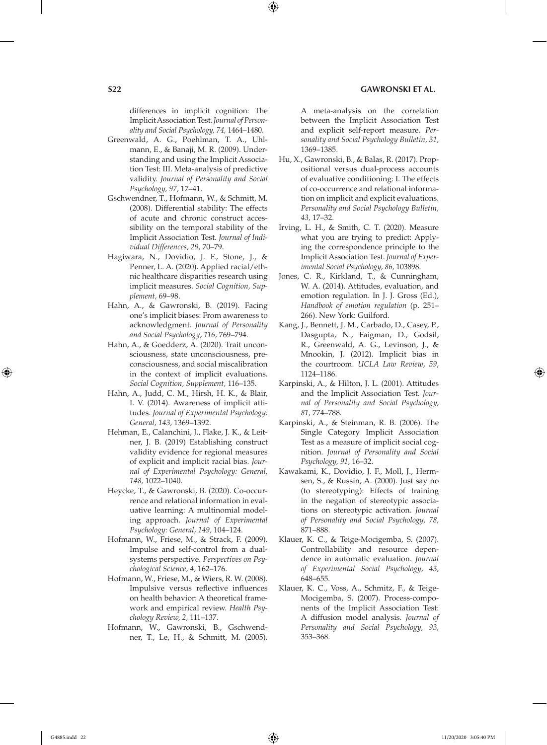differences in implicit cognition: The Implicit Association Test. *Journal of Personality and Social Psychology, 74,* 1464–1480.

Greenwald, A. G., Poehlman, T. A., Uhlmann, E., & Banaji, M. R. (2009). Understanding and using the Implicit Association Test: III. Meta-analysis of predictive validity. *Journal of Personality and Social Psychology, 97,* 17–41.

Gschwendner, T., Hofmann, W., & Schmitt, M. (2008). Differential stability: The effects of acute and chronic construct accessibility on the temporal stability of the Implicit Association Test. *Journal of Individual Differences, 29,* 70–79.

Hagiwara, N., Dovidio, J. F., Stone, J., & Penner, L. A. (2020). Applied racial/ethnic healthcare disparities research using implicit measures. *Social Cognition, Supplement,* 69–98.

Hahn, A., & Gawronski, B. (2019). Facing one's implicit biases: From awareness to acknowledgment. *Journal of Personality and Social Psychology*, *116*, 769–794.

Hahn, A., & Goedderz, A. (2020). Trait unconsciousness, state unconsciousness, preconsciousness, and social miscalibration in the context of implicit evaluations. *Social Cognition, Supplement,* 116–135.

Hahn, A., Judd, C. M., Hirsh, H. K., & Blair, I. V. (2014). Awareness of implicit attitudes. *Journal of Experimental Psychology: General, 143,* 1369–1392.

Hehman, E., Calanchini, J., Flake, J. K., & Leitner, J. B. (2019) Establishing construct validity evidence for regional measures of explicit and implicit racial bias. *Journal of Experimental Psychology: General, 148,* 1022–1040.

Heycke, T., & Gawronski, B. (2020). Co-occurrence and relational information in evaluative learning: A multinomial modeling approach. *Journal of Experimental Psychology: General, 149,* 104–124.

Hofmann, W., Friese, M., & Strack, F. (2009). Impulse and self-control from a dual-systems perspective. *Perspectives on Psychological Science, 4,* 162–176.

Hofmann, W., Friese, M., & Wiers, R. W. (2008). Impulsive versus reflective influences on health behavior: A theoretical framework and empirical review. *Health Psychology Review, 2,* 111–137.

Hofmann, W., Gawronski, B., Gschwendner, T., Le, H., & Schmitt, M. (2005). A meta-analysis on the correlation between the Implicit Association Test and explicit self-report measure. *Personality and Social Psychology Bulletin, 31,* 1369–1385.

Hu, X., Gawronski, B., & Balas, R. (2017). Propositional versus dual-process accounts of evaluative conditioning: I. The effects of co-occurrence and relational information on implicit and explicit evaluations. *Personality and Social Psychology Bulletin, 43,* 17–32.

Irving, L. H., & Smith, C. T. (2020). Measure what you are trying to predict: Applying the correspondence principle to the Implicit Association Test. *Journal of Experimental Social Psychology, 86,* 103898.

Jones, C. R., Kirkland, T., & Cunningham, W. A. (2014). Attitudes, evaluation, and emotion regulation. In J. J. Gross (Ed.), *Handbook of emotion regulation* (p. 251–266). New York: Guilford.

Kang, J., Bennett, J. M., Carbado, D., Casey, P., Dasgupta, N., Faigman, D., Godsil, R., Greenwald, A. G., Levinson, J., & Mnookin, J. (2012). Implicit bias in the courtroom. *UCLA Law Review*, *59*, 1124–1186.

Karpinski, A., & Hilton, J. L. (2001). Attitudes and the Implicit Association Test. *Journal of Personality and Social Psychology, 81,* 774–788.

Karpinski, A., & Steinman, R. B. (2006). The Single Category Implicit Association Test as a measure of implicit social cognition. *Journal of Personality and Social Psychology, 91,* 16–32.

Kawakami, K., Dovidio, J. F., Moll, J., Hermsen, S., & Russin, A. (2000). Just say no (to stereotyping): Effects of training in the negation of stereotypic associations on stereotypic activation. *Journal of Personality and Social Psychology, 78,* 871–888.

Klauer, K. C., & Teige-Mocigemba, S. (2007). Controllability and resource dependence in automatic evaluation. *Journal of Experimental Social Psychology, 43,* 648–655.

Klauer, K. C., Voss, A., Schmitz, F., & Teige-Mocigemba, S. (2007). Process-components of the Implicit Association Test: A diffusion model analysis. *Journal of Personality and Social Psychology, 93,* 353–368.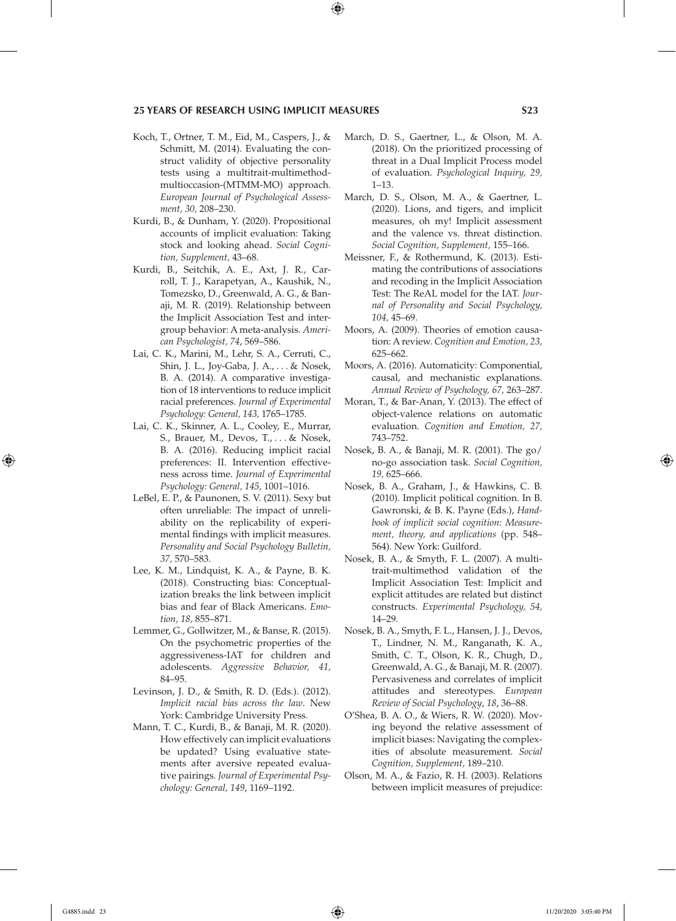Koch, T., Ortner, T. M., Eid, M., Caspers, J., & Schmitt, M. (2014). Evaluating the construct validity of objective personality tests using a multitrait-multimethod-multioccasion-(MTMM-MO) approach. *European Journal of Psychological Assessment, 30,* 208–230.

Kurdi, B., & Dunham, Y. (2020). Propositional accounts of implicit evaluation: Taking stock and looking ahead. *Social Cognition, Supplement,* 43–68.

Kurdi, B., Seitchik, A. E., Axt, J. R., Carroll, T. J., Karapetyan, A., Kaushik, N., Tomezsko, D., Greenwald, A. G., & Banaji, M. R. (2019). Relationship between the Implicit Association Test and intergroup behavior: A meta-analysis. *American Psychologist, 74*, 569–586.

Lai, C. K., Marini, M., Lehr, S. A., Cerruti, C., Shin, J. L., Joy-Gaba, J. A., . . . & Nosek, B. A. (2014). A comparative investigation of 18 interventions to reduce implicit racial preferences. *Journal of Experimental Psychology: General, 143,* 1765–1785.

Lai, C. K., Skinner, A. L., Cooley, E., Murrar, S., Brauer, M., Devos, T., . . . & Nosek, B. A. (2016). Reducing implicit racial preferences: II. Intervention effectiveness across time. *Journal of Experimental Psychology: General, 145,* 1001–1016.

LeBel, E. P., & Paunonen, S. V. (2011). Sexy but often unreliable: The impact of unreliability on the replicability of experimental findings with implicit measures. *Personality and Social Psychology Bulletin, 37,* 570–583.

Lee, K. M., Lindquist, K. A., & Payne, B. K. (2018). Constructing bias: Conceptualization breaks the link between implicit bias and fear of Black Americans. *Emotion, 18,* 855–871.

Lemmer, G., Gollwitzer, M., & Banse, R. (2015). On the psychometric properties of the aggressiveness-IAT for children and adolescents. *Aggressive Behavior, 41,* 84–95.

Levinson, J. D., & Smith, R. D. (Eds.). (2012). *Implicit racial bias across the law*. New York: Cambridge University Press.

Mann, T. C., Kurdi, B., & Banaji, M. R. (2020). How effectively can implicit evaluations be updated? Using evaluative statements after aversive repeated evaluative pairings. *Journal of Experimental Psychology: General, 149*, 1169–1192.

March, D. S., Gaertner, L., & Olson, M. A. (2018). On the prioritized processing of threat in a Dual Implicit Process model of evaluation. *Psychological Inquiry, 29,* 1–13.

March, D. S., Olson, M. A., & Gaertner, L. (2020). Lions, and tigers, and implicit measures, oh my! Implicit assessment and the valence vs. threat distinction. *Social Cognition, Supplement,* 155–166.

Meissner, F., & Rothermund, K. (2013). Estimating the contributions of associations and recoding in the Implicit Association Test: The ReAL model for the IAT. *Journal of Personality and Social Psychology, 104,* 45–69.

Moors, A. (2009). Theories of emotion causation: A review. *Cognition and Emotion, 23,* 625–662.

Moors, A. (2016). Automaticity: Componential, causal, and mechanistic explanations. *Annual Review of Psychology, 67,* 263–287.

Moran, T., & Bar-Anan, Y. (2013). The effect of object-valence relations on automatic evaluation. *Cognition and Emotion, 27,* 743–752.

Nosek, B. A., & Banaji, M. R. (2001). The go/no-go association task. *Social Cognition, 19,* 625–666.

Nosek, B. A., Graham, J., & Hawkins, C. B. (2010). Implicit political cognition. In B. Gawronski, & B. K. Payne (Eds.), *Handbook of implicit social cognition: Measurement, theory, and applications* (pp. 548–564). New York: Guilford.

Nosek, B. A., & Smyth, F. L. (2007). A multitrait-multimethod validation of the Implicit Association Test: Implicit and explicit attitudes are related but distinct constructs. *Experimental Psychology, 54,* 14–29.

Nosek, B. A., Smyth, F. L., Hansen, J. J., Devos, T., Lindner, N. M., Ranganath, K. A., Smith, C. T., Olson, K. R., Chugh, D., Greenwald, A. G., & Banaji, M. R. (2007). Pervasiveness and correlates of implicit attitudes and stereotypes. *European Review of Social Psychology*, *18*, 36–88.

O'Shea, B. A. O., & Wiers, R. W. (2020). Moving beyond the relative assessment of implicit biases: Navigating the complexities of absolute measurement. *Social Cognition, Supplement,* 189–210.

Olson, M. A., & Fazio, R. H. (2003). Relations between implicit measures of prejudice: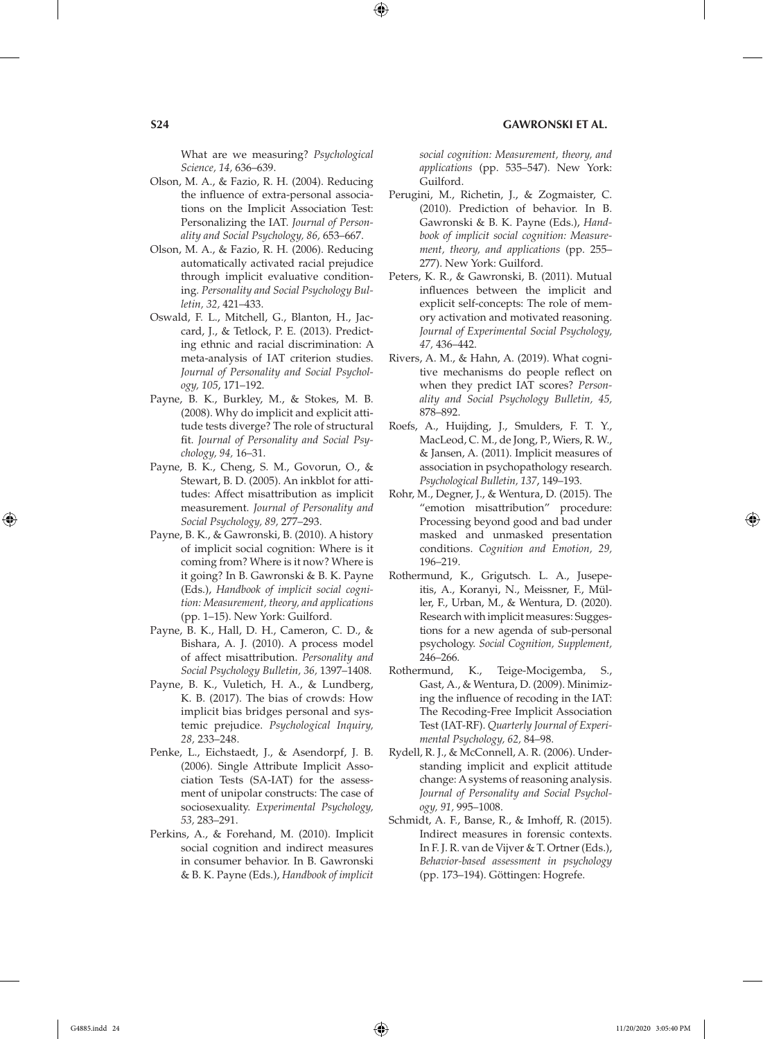What are we measuring? *Psychological Science, 14,* 636–639.

Olson, M. A., & Fazio, R. H. (2004). Reducing the influence of extra-personal associations on the Implicit Association Test: Personalizing the IAT. *Journal of Personality and Social Psychology, 86,* 653–667.

Olson, M. A., & Fazio, R. H. (2006). Reducing automatically activated racial prejudice through implicit evaluative conditioning. *Personality and Social Psychology Bulletin, 32,* 421–433.

Oswald, F. L., Mitchell, G., Blanton, H., Jaccard, J., & Tetlock, P. E. (2013). Predicting ethnic and racial discrimination: A meta-analysis of IAT criterion studies. *Journal of Personality and Social Psychology, 105*, 171–192.

Payne, B. K., Burkley, M., & Stokes, M. B. (2008). Why do implicit and explicit attitude tests diverge? The role of structural fit. *Journal of Personality and Social Psychology, 94,* 16–31.

Payne, B. K., Cheng, S. M., Govorun, O., & Stewart, B. D. (2005). An inkblot for attitudes: Affect misattribution as implicit measurement. *Journal of Personality and Social Psychology, 89,* 277–293.

Payne, B. K., & Gawronski, B. (2010). A history of implicit social cognition: Where is it coming from? Where is it now? Where is it going? In B. Gawronski & B. K. Payne (Eds.), *Handbook of implicit social cognition: Measurement, theory, and applications* (pp. 1–15). New York: Guilford.

Payne, B. K., Hall, D. H., Cameron, C. D., & Bishara, A. J. (2010). A process model of affect misattribution. *Personality and Social Psychology Bulletin, 36,* 1397–1408.

Payne, B. K., Vuletich, H. A., & Lundberg, K. B. (2017). The bias of crowds: How implicit bias bridges personal and systemic prejudice. *Psychological Inquiry, 28,* 233–248.

Penke, L., Eichstaedt, J., & Asendorpf, J. B. (2006). Single Attribute Implicit Association Tests (SA-IAT) for the assessment of unipolar constructs: The case of sociosexuality. *Experimental Psychology, 53,* 283–291.

Perkins, A., & Forehand, M. (2010). Implicit social cognition and indirect measures in consumer behavior. In B. Gawronski & B. K. Payne (Eds.), *Handbook of implicit social cognition: Measurement, theory, and applications* (pp. 535–547). New York: Guilford.

Perugini, M., Richetin, J., & Zogmaister, C. (2010). Prediction of behavior. In B. Gawronski & B. K. Payne (Eds.), *Handbook of implicit social cognition: Measurement, theory, and applications* (pp. 255–277). New York: Guilford.

Peters, K. R., & Gawronski, B. (2011). Mutual influences between the implicit and explicit self-concepts: The role of memory activation and motivated reasoning. *Journal of Experimental Social Psychology, 47,* 436–442.

Rivers, A. M., & Hahn, A. (2019). What cognitive mechanisms do people reflect on when they predict IAT scores? *Personality and Social Psychology Bulletin, 45,* 878–892.

Roefs, A., Huijding, J., Smulders, F. T. Y., MacLeod, C. M., de Jong, P., Wiers, R. W., & Jansen, A. (2011). Implicit measures of association in psychopathology research. *Psychological Bulletin, 137*, 149–193.

Rohr, M., Degner, J., & Wentura, D. (2015). The "emotion misattribution" procedure: Processing beyond good and bad under masked and unmasked presentation conditions. *Cognition and Emotion, 29,* 196–219.

Rothermund, K., Grigutsch. L. A., Jusepeitis, A., Koranyi, N., Meissner, F., Müller, F., Urban, M., & Wentura, D. (2020). Research with implicit measures: Suggestions for a new agenda of sub-personal psychology. *Social Cognition, Supplement,* 246–266.

Rothermund, K., Teige-Mocigemba, S., Gast, A., & Wentura, D. (2009). Minimizing the influence of recoding in the IAT: The Recoding-Free Implicit Association Test (IAT-RF). *Quarterly Journal of Experimental Psychology, 62,* 84–98.

Rydell, R. J., & McConnell, A. R. (2006). Understanding implicit and explicit attitude change: A systems of reasoning analysis. *Journal of Personality and Social Psychology, 91,* 995–1008.

Schmidt, A. F., Banse, R., & Imhoff, R. (2015). Indirect measures in forensic contexts. In F. J. R. van de Vijver & T. Ortner (Eds.), *Behavior-based assessment in psychology* (pp. 173–194). Göttingen: Hogrefe.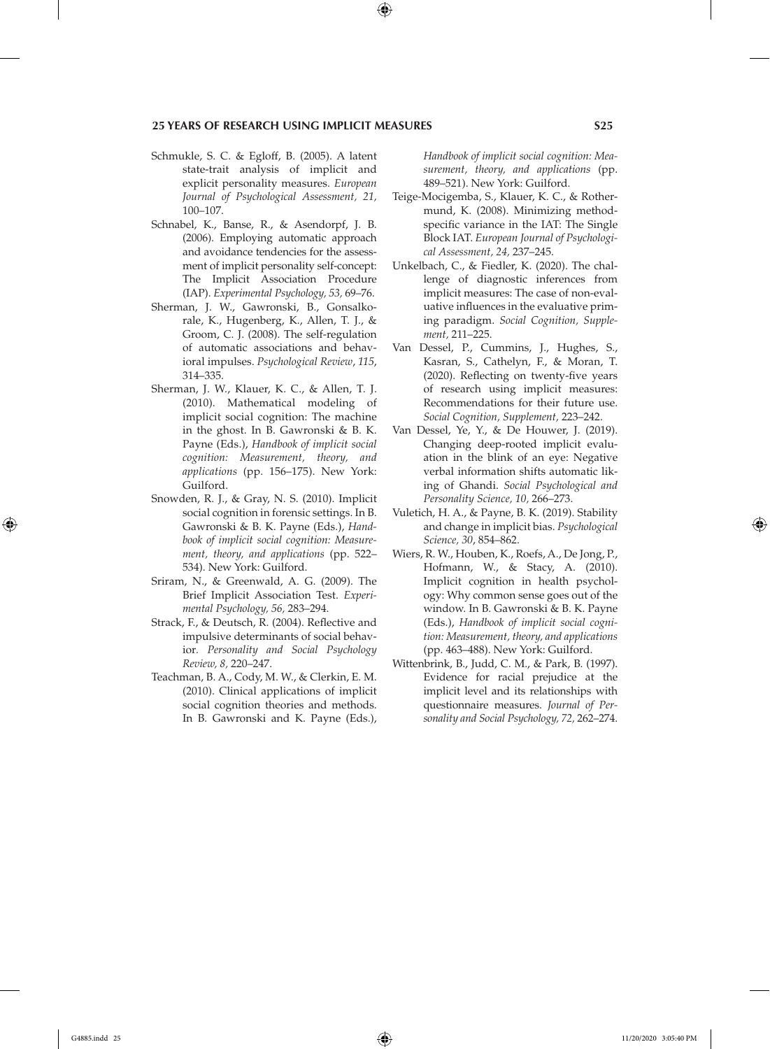Schmukle, S. C. & Egloff, B. (2005). A latent state-trait analysis of implicit and explicit personality measures. *European Journal of Psychological Assessment, 21,* 100–107.

Schnabel, K., Banse, R., & Asendorpf, J. B. (2006). Employing automatic approach and avoidance tendencies for the assessment of implicit personality self-concept: The Implicit Association Procedure (IAP). *Experimental Psychology, 53,* 69–76.

Sherman, J. W., Gawronski, B., Gonsalkorale, K., Hugenberg, K., Allen, T. J., & Groom, C. J. (2008). The self-regulation of automatic associations and behavioral impulses. *Psychological Review*, *115*, 314–335.

Sherman, J. W., Klauer, K. C., & Allen, T. J. (2010). Mathematical modeling of implicit social cognition: The machine in the ghost. In B. Gawronski & B. K. Payne (Eds.), *Handbook of implicit social cognition: Measurement, theory, and applications* (pp. 156–175). New York: Guilford.

Snowden, R. J., & Gray, N. S. (2010). Implicit social cognition in forensic settings. In B. Gawronski & B. K. Payne (Eds.), *Handbook of implicit social cognition: Measurement, theory, and applications* (pp. 522–534). New York: Guilford.

Sriram, N., & Greenwald, A. G. (2009). The Brief Implicit Association Test. *Experimental Psychology, 56,* 283–294.

Strack, F., & Deutsch, R. (2004). Reflective and impulsive determinants of social behavior. *Personality and Social Psychology Review, 8,* 220–247.

Teachman, B. A., Cody, M. W., & Clerkin, E. M. (2010). Clinical applications of implicit social cognition theories and methods. In B. Gawronski and K. Payne (Eds.), *Handbook of implicit social cognition: Measurement, theory, and applications* (pp. 489–521). New York: Guilford.

Teige-Mocigemba, S., Klauer, K. C., & Rothermund, K. (2008). Minimizing method-specific variance in the IAT: The Single Block IAT. *European Journal of Psychological Assessment, 24,* 237–245.

Unkelbach, C., & Fiedler, K. (2020). The challenge of diagnostic inferences from implicit measures: The case of non-evaluative influences in the evaluative priming paradigm. *Social Cognition, Supplement,* 211–225.

Van Dessel, P., Cummins, J., Hughes, S., Kasran, S., Cathelyn, F., & Moran, T. (2020). Reflecting on twenty-five years of research using implicit measures: Recommendations for their future use. *Social Cognition, Supplement,* 223–242.

Van Dessel, Ye, Y., & De Houwer, J. (2019). Changing deep-rooted implicit evaluation in the blink of an eye: Negative verbal information shifts automatic liking of Ghandi. *Social Psychological and Personality Science, 10,* 266–273.

Vuletich, H. A., & Payne, B. K. (2019). Stability and change in implicit bias. *Psychological Science, 30*, 854–862.

Wiers, R. W., Houben, K., Roefs, A., De Jong, P., Hofmann, W., & Stacy, A. (2010). Implicit cognition in health psychology: Why common sense goes out of the window. In B. Gawronski & B. K. Payne (Eds.), *Handbook of implicit social cognition: Measurement, theory, and applications* (pp. 463–488). New York: Guilford.

Wittenbrink, B., Judd, C. M., & Park, B. (1997). Evidence for racial prejudice at the implicit level and its relationships with questionnaire measures. *Journal of Personality and Social Psychology, 72,* 262–274.